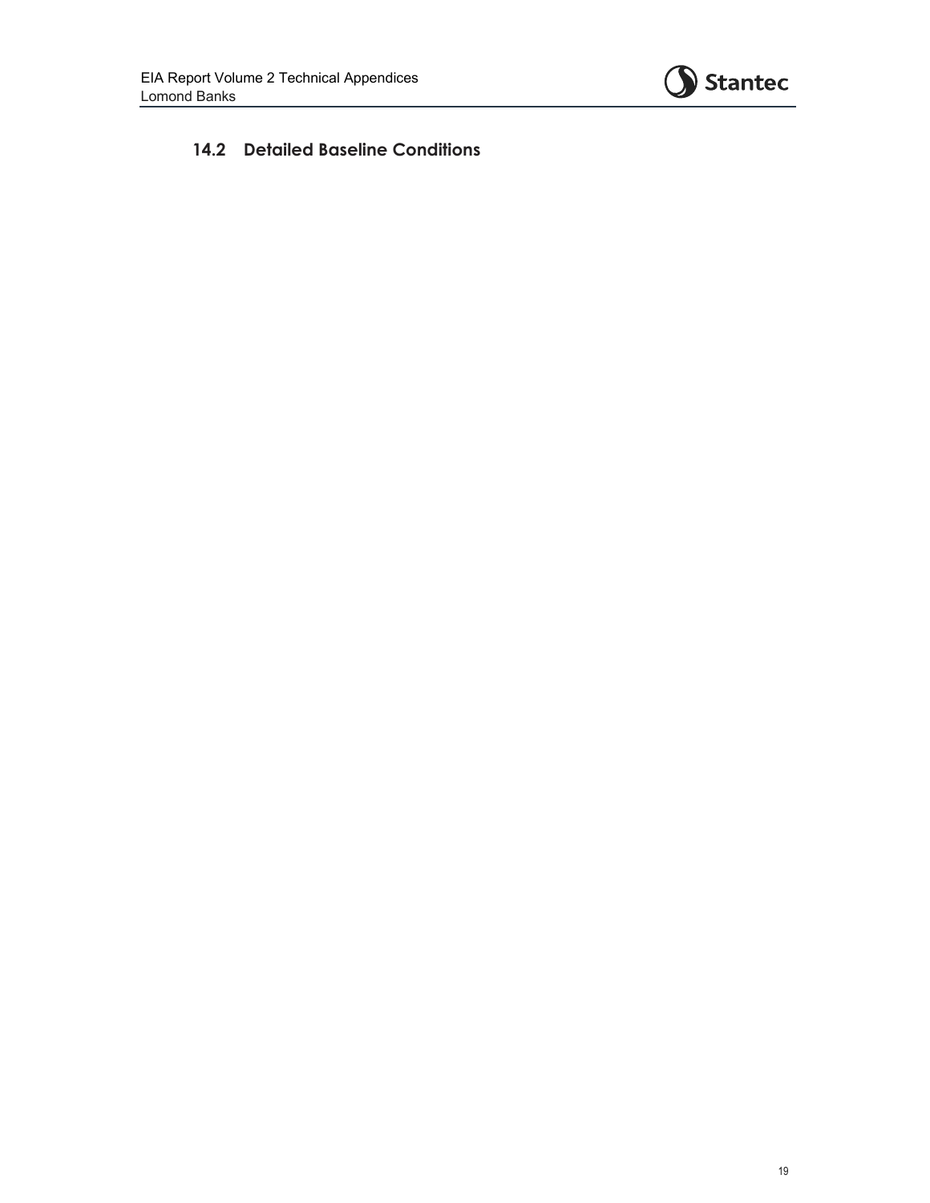## 14.2 Detailed Baseline Conditions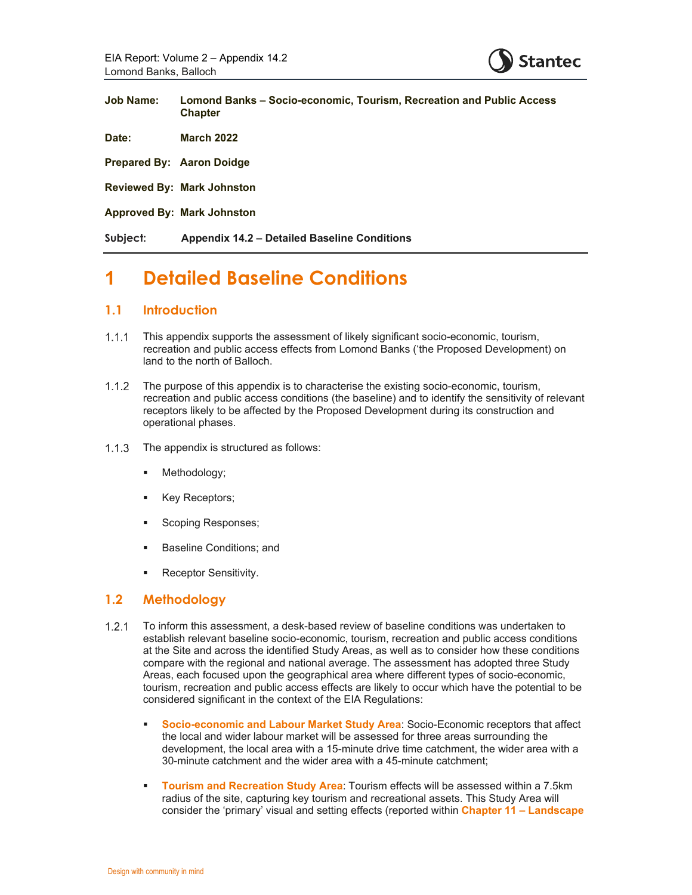| | |
|---|---|
| **Job Name:** | **Lomond Banks – Socio-economic, Tourism, Recreation and Public Access Chapter** |
| **Date:** | **March 2022** |
| **Prepared By:** | **Aaron Doidge** |
| **Reviewed By:** | **Mark Johnston** |
| **Approved By:** | **Mark Johnston** |
| **Subject:** | **Appendix 14.2 – Detailed Baseline Conditions** |

# 1 Detailed Baseline Conditions

## 1.1 Introduction

1.1.1 This appendix supports the assessment of likely significant socio-economic, tourism, recreation and public access effects from Lomond Banks ('the Proposed Development) on land to the north of Balloch.

1.1.2 The purpose of this appendix is to characterise the existing socio-economic, tourism, recreation and public access conditions (the baseline) and to identify the sensitivity of relevant receptors likely to be affected by the Proposed Development during its construction and operational phases.

1.1.3 The appendix is structured as follows:

- Methodology;
- Key Receptors;
- Scoping Responses;
- Baseline Conditions; and
- Receptor Sensitivity.

## 1.2 Methodology

1.2.1 To inform this assessment, a desk-based review of baseline conditions was undertaken to establish relevant baseline socio-economic, tourism, recreation and public access conditions at the Site and across the identified Study Areas, as well as to consider how these conditions compare with the regional and national average. The assessment has adopted three Study Areas, each focused upon the geographical area where different types of socio-economic, tourism, recreation and public access effects are likely to occur which have the potential to be considered significant in the context of the EIA Regulations:

- **Socio-economic and Labour Market Study Area**: Socio-Economic receptors that affect the local and wider labour market will be assessed for three areas surrounding the development, the local area with a 15-minute drive time catchment, the wider area with a 30-minute catchment and the wider area with a 45-minute catchment;
- **Tourism and Recreation Study Area**: Tourism effects will be assessed within a 7.5km radius of the site, capturing key tourism and recreational assets. This Study Area will consider the 'primary' visual and setting effects (reported within **Chapter 11 – Landscape**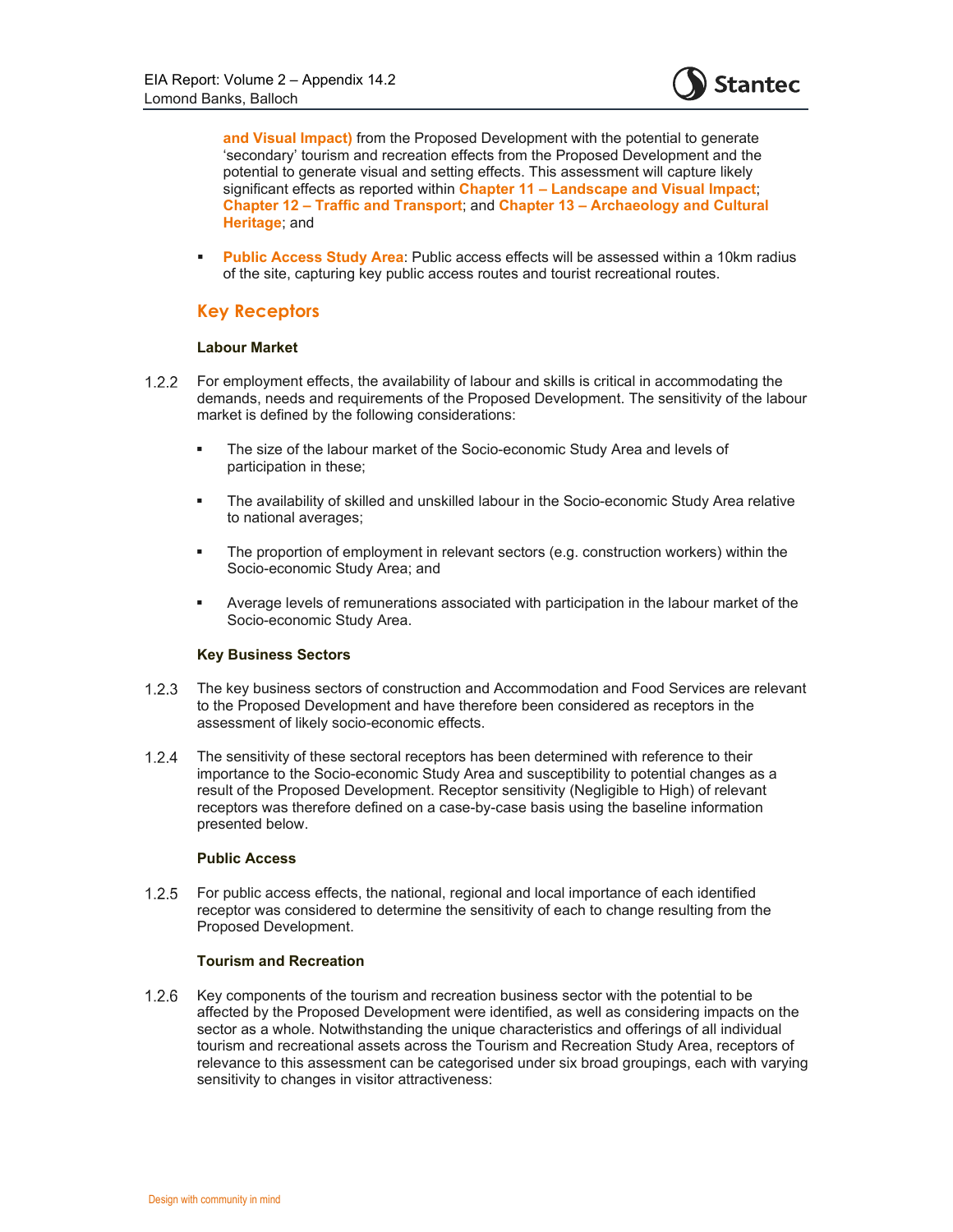**and Visual Impact)** from the Proposed Development with the potential to generate 'secondary' tourism and recreation effects from the Proposed Development and the potential to generate visual and setting effects. This assessment will capture likely significant effects as reported within **Chapter 11 – Landscape and Visual Impact**; **Chapter 12 – Traffic and Transport**; and **Chapter 13 – Archaeology and Cultural Heritage**; and

- **Public Access Study Area**: Public access effects will be assessed within a 10km radius of the site, capturing key public access routes and tourist recreational routes.

## Key Receptors

**Labour Market**

1.2.2 For employment effects, the availability of labour and skills is critical in accommodating the demands, needs and requirements of the Proposed Development. The sensitivity of the labour market is defined by the following considerations:

- The size of the labour market of the Socio-economic Study Area and levels of participation in these;
- The availability of skilled and unskilled labour in the Socio-economic Study Area relative to national averages;
- The proportion of employment in relevant sectors (e.g. construction workers) within the Socio-economic Study Area; and
- Average levels of remunerations associated with participation in the labour market of the Socio-economic Study Area.

**Key Business Sectors**

1.2.3 The key business sectors of construction and Accommodation and Food Services are relevant to the Proposed Development and have therefore been considered as receptors in the assessment of likely socio-economic effects.

1.2.4 The sensitivity of these sectoral receptors has been determined with reference to their importance to the Socio-economic Study Area and susceptibility to potential changes as a result of the Proposed Development. Receptor sensitivity (Negligible to High) of relevant receptors was therefore defined on a case-by-case basis using the baseline information presented below.

**Public Access**

1.2.5 For public access effects, the national, regional and local importance of each identified receptor was considered to determine the sensitivity of each to change resulting from the Proposed Development.

**Tourism and Recreation**

1.2.6 Key components of the tourism and recreation business sector with the potential to be affected by the Proposed Development were identified, as well as considering impacts on the sector as a whole. Notwithstanding the unique characteristics and offerings of all individual tourism and recreational assets across the Tourism and Recreation Study Area, receptors of relevance to this assessment can be categorised under six broad groupings, each with varying sensitivity to changes in visitor attractiveness: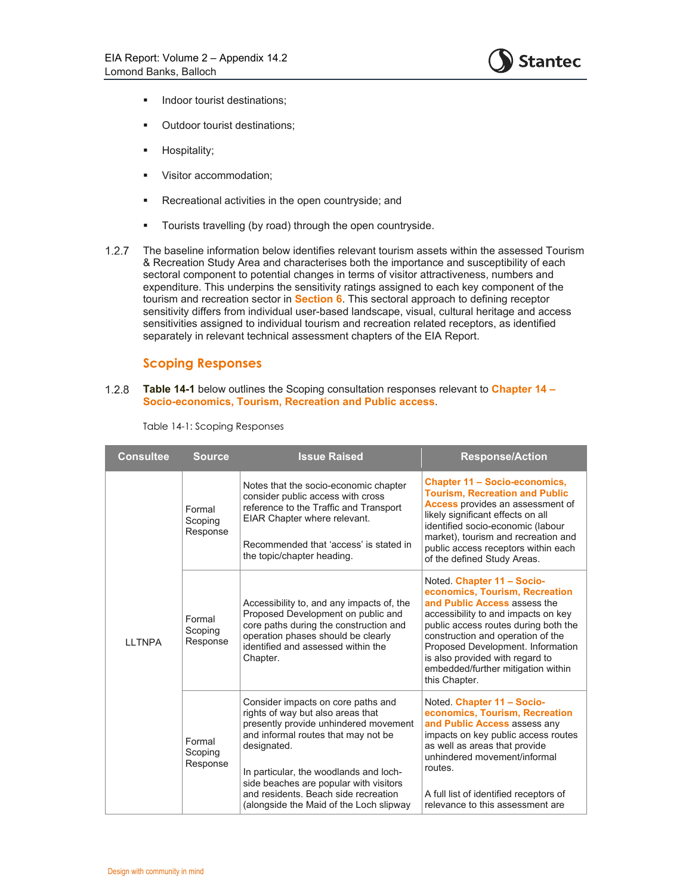- Indoor tourist destinations;
- Outdoor tourist destinations;
- Hospitality;
- Visitor accommodation;
- Recreational activities in the open countryside; and
- Tourists travelling (by road) through the open countryside.

1.2.7 The baseline information below identifies relevant tourism assets within the assessed Tourism & Recreation Study Area and characterises both the importance and susceptibility of each sectoral component to potential changes in terms of visitor attractiveness, numbers and expenditure. This underpins the sensitivity ratings assigned to each key component of the tourism and recreation sector in **Section 6**. This sectoral approach to defining receptor sensitivity differs from individual user-based landscape, visual, cultural heritage and access sensitivities assigned to individual tourism and recreation related receptors, as identified separately in relevant technical assessment chapters of the EIA Report.

## Scoping Responses

1.2.8 **Table 14-1** below outlines the Scoping consultation responses relevant to **Chapter 14 – Socio-economics, Tourism, Recreation and Public access**.

Table 14-1: Scoping Responses

| Consultee | Source | Issue Raised | Response/Action |
|---|---|---|---|
| LLTNPA | Formal Scoping Response | Notes that the socio-economic chapter consider public access with cross reference to the Traffic and Transport EIAR Chapter where relevant.<br><br>Recommended that 'access' is stated in the topic/chapter heading. | **Chapter 11 – Socio-economics, Tourism, Recreation and Public Access** provides an assessment of likely significant effects on all identified socio-economic (labour market), tourism and recreation and public access receptors within each of the defined Study Areas. |
| | Formal Scoping Response | Accessibility to, and any impacts of, the Proposed Development on public and core paths during the construction and operation phases should be clearly identified and assessed within the Chapter. | Noted. **Chapter 11 – Socio-economics, Tourism, Recreation and Public Access** assess the accessibility to and impacts on key public access routes during both the construction and operation of the Proposed Development. Information is also provided with regard to embedded/further mitigation within this Chapter. |
| | Formal Scoping Response | Consider impacts on core paths and rights of way but also areas that presently provide unhindered movement and informal routes that may not be designated.<br><br>In particular, the woodlands and loch-side beaches are popular with visitors and residents. Beach side recreation (alongside the Maid of the Loch slipway | Noted. **Chapter 11 – Socio-economics, Tourism, Recreation and Public Access** assess any impacts on key public access routes as well as areas that provide unhindered movement/informal routes.<br><br>A full list of identified receptors of relevance to this assessment are |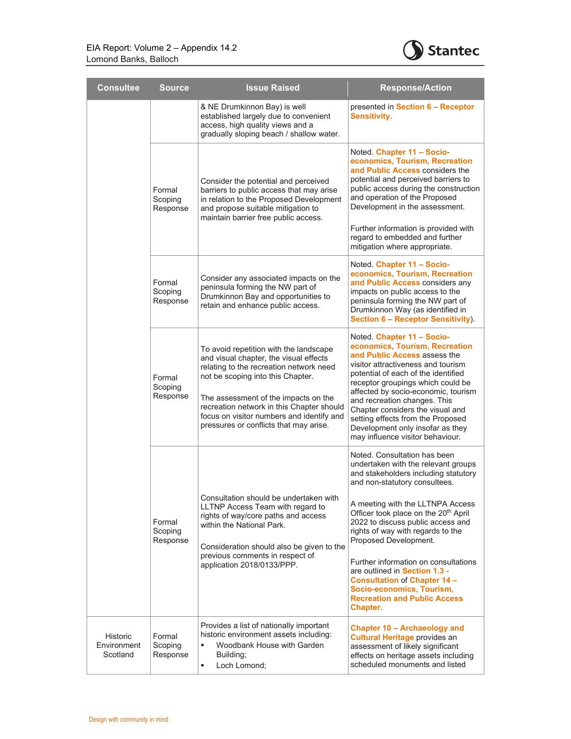| Consultee | Source | Issue Raised | Response/Action |
|---|---|---|---|
| | | & NE Drumkinnon Bay) is well established largely due to convenient access, high quality views and a gradually sloping beach / shallow water. | presented in **Section 6 – Receptor Sensitivity**. |
| | Formal Scoping Response | Consider the potential and perceived barriers to public access that may arise in relation to the Proposed Development and propose suitable mitigation to maintain barrier free public access. | Noted. **Chapter 11 – Socio-economics, Tourism, Recreation and Public Access** considers the potential and perceived barriers to public access during the construction and operation of the Proposed Development in the assessment.<br><br>Further information is provided with regard to embedded and further mitigation where appropriate. |
| | Formal Scoping Response | Consider any associated impacts on the peninsula forming the NW part of Drumkinnon Bay and opportunities to retain and enhance public access. | Noted. **Chapter 11 – Socio-economics, Tourism, Recreation and Public Access** considers any impacts on public access to the peninsula forming the NW part of Drumkinnon Way (as identified in **Section 6 – Receptor Sensitivity**). |
| | Formal Scoping Response | To avoid repetition with the landscape and visual chapter, the visual effects relating to the recreation network need not be scoping into this Chapter.<br><br>The assessment of the impacts on the recreation network in this Chapter should focus on visitor numbers and identify and pressures or conflicts that may arise. | Noted. **Chapter 11 – Socio-economics, Tourism, Recreation and Public Access** assess the visitor attractiveness and tourism potential of each of the identified receptor groupings which could be affected by socio-economic, tourism and recreation changes. This Chapter considers the visual and setting effects from the Proposed Development only insofar as they may influence visitor behaviour. |
| | Formal Scoping Response | Consultation should be undertaken with LLTNP Access Team with regard to rights of way/core paths and access within the National Park.<br><br>Consideration should also be given to the previous comments in respect of application 2018/0133/PPP. | Noted. Consultation has been undertaken with the relevant groups and stakeholders including statutory and non-statutory consultees.<br><br>A meeting with the LLTNPA Access Officer took place on the 20th April 2022 to discuss public access and rights of way with regards to the Proposed Development.<br><br>Further information on consultations are outlined in **Section 1.3 - Consultation** of **Chapter 14 – Socio-economics, Tourism, Recreation and Public Access Chapter**. |
| Historic Environment Scotland | Formal Scoping Response | Provides a list of nationally important historic environment assets including:<br>▪ Woodbank House with Garden Building;<br>▪ Loch Lomond; | **Chapter 10 – Archaeology and Cultural Heritage** provides an assessment of likely significant effects on heritage assets including scheduled monuments and listed |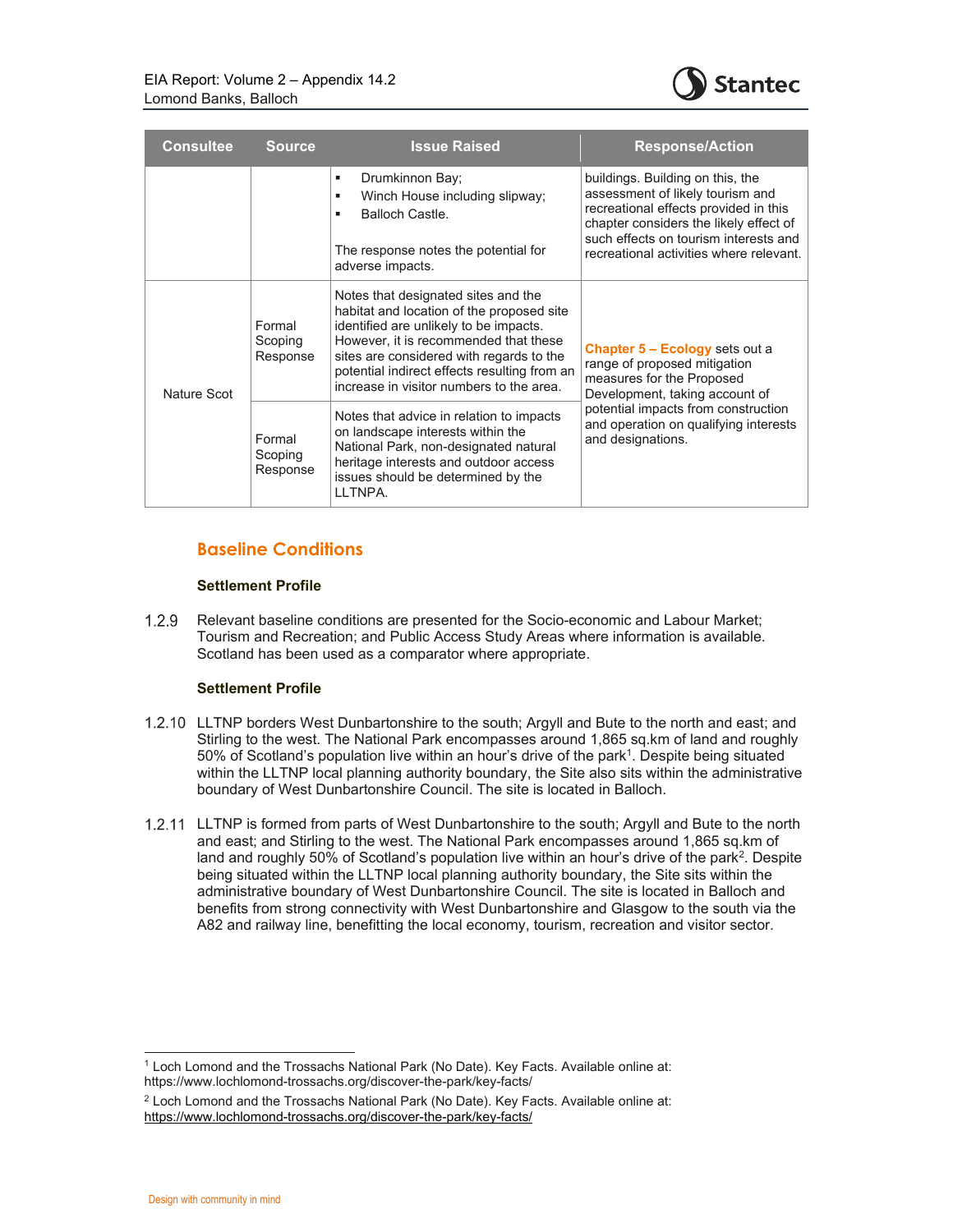| Consultee | Source | Issue Raised | Response/Action |
|---|---|---|---|
| | | ▪ Drumkinnon Bay;<br>▪ Winch House including slipway;<br>▪ Balloch Castle.<br><br>The response notes the potential for adverse impacts. | buildings. Building on this, the assessment of likely tourism and recreational effects provided in this chapter considers the likely effect of such effects on tourism interests and recreational activities where relevant. |
| Nature Scot | Formal Scoping Response | Notes that designated sites and the habitat and location of the proposed site identified are unlikely to be impacts. However, it is recommended that these sites are considered with regards to the potential indirect effects resulting from an increase in visitor numbers to the area. | **Chapter 5 – Ecology** sets out a range of proposed mitigation measures for the Proposed Development, taking account of potential impacts from construction and operation on qualifying interests and designations. |
| | Formal Scoping Response | Notes that advice in relation to impacts on landscape interests within the National Park, non-designated natural heritage interests and outdoor access issues should be determined by the LLTNPA. | |

## Baseline Conditions

### Settlement Profile

1.2.9 Relevant baseline conditions are presented for the Socio-economic and Labour Market; Tourism and Recreation; and Public Access Study Areas where information is available. Scotland has been used as a comparator where appropriate.

### Settlement Profile

1.2.10 LLTNP borders West Dunbartonshire to the south; Argyll and Bute to the north and east; and Stirling to the west. The National Park encompasses around 1,865 sq.km of land and roughly 50% of Scotland's population live within an hour's drive of the park[1]. Despite being situated within the LLTNP local planning authority boundary, the Site also sits within the administrative boundary of West Dunbartonshire Council. The site is located in Balloch.

1.2.11 LLTNP is formed from parts of West Dunbartonshire to the south; Argyll and Bute to the north and east; and Stirling to the west. The National Park encompasses around 1,865 sq.km of land and roughly 50% of Scotland's population live within an hour's drive of the park[2]. Despite being situated within the LLTNP local planning authority boundary, the Site sits within the administrative boundary of West Dunbartonshire Council. The site is located in Balloch and benefits from strong connectivity with West Dunbartonshire and Glasgow to the south via the A82 and railway line, benefitting the local economy, tourism, recreation and visitor sector.

[1] Loch Lomond and the Trossachs National Park (No Date). Key Facts. Available online at: https://www.lochlomond-trossachs.org/discover-the-park/key-facts/

[2] Loch Lomond and the Trossachs National Park (No Date). Key Facts. Available online at: https://www.lochlomond-trossachs.org/discover-the-park/key-facts/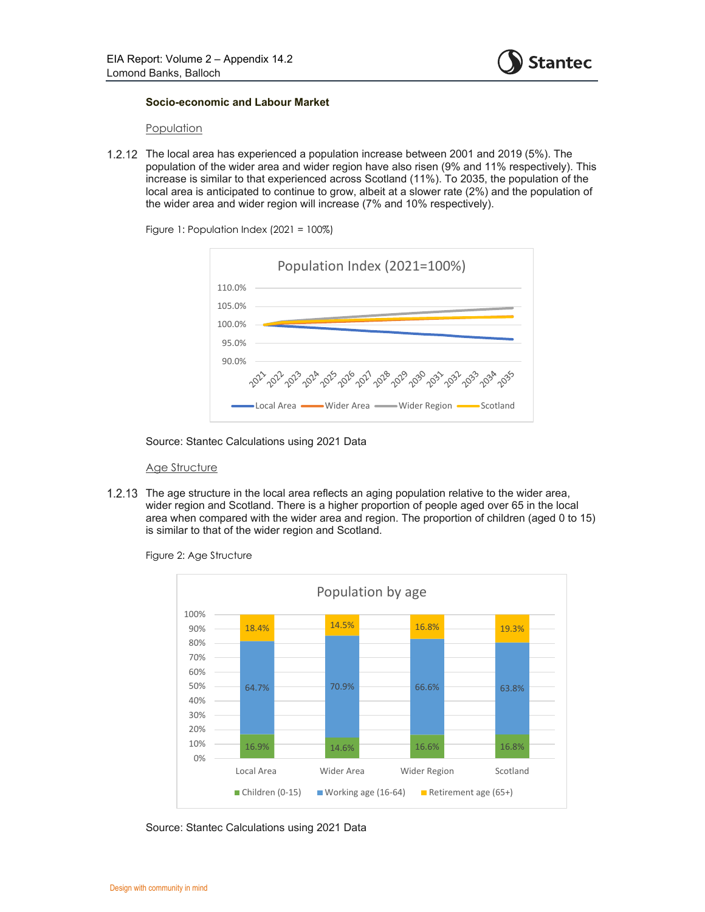### Socio-economic and Labour Market

Population

1.2.12 The local area has experienced a population increase between 2001 and 2019 (5%). The population of the wider area and wider region have also risen (9% and 11% respectively). This increase is similar to that experienced across Scotland (11%). To 2035, the population of the local area is anticipated to continue to grow, albeit at a slower rate (2%) and the population of the wider area and wider region will increase (7% and 10% respectively).

Figure 1: Population Index (2021 = 100%)

Source: Stantec Calculations using 2021 Data

Age Structure

1.2.13 The age structure in the local area reflects an aging population relative to the wider area, wider region and Scotland. There is a higher proportion of people aged over 65 in the local area when compared with the wider area and region. The proportion of children (aged 0 to 15) is similar to that of the wider region and Scotland.

Figure 2: Age Structure

| | Local Area | Wider Area | Wider Region | Scotland |
|---|---|---|---|---|
| Children (0-15) | 16.9% | 14.6% | 16.6% | 16.8% |
| Working age (16-64) | 64.7% | 70.9% | 66.6% | 63.8% |
| Retirement age (65+) | 18.4% | 14.5% | 16.8% | 19.3% |

Source: Stantec Calculations using 2021 Data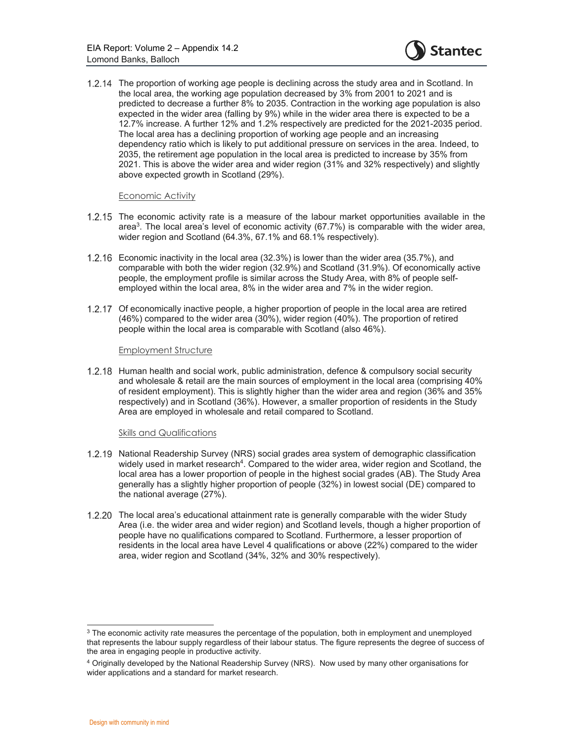1.2.14 The proportion of working age people is declining across the study area and in Scotland. In the local area, the working age population decreased by 3% from 2001 to 2021 and is predicted to decrease a further 8% to 2035. Contraction in the working age population is also expected in the wider area (falling by 9%) while in the wider area there is expected to be a 12.7% increase. A further 12% and 1.2% respectively are predicted for the 2021-2035 period. The local area has a declining proportion of working age people and an increasing dependency ratio which is likely to put additional pressure on services in the area. Indeed, to 2035, the retirement age population in the local area is predicted to increase by 35% from 2021. This is above the wider area and wider region (31% and 32% respectively) and slightly above expected growth in Scotland (29%).

### Economic Activity

1.2.15 The economic activity rate is a measure of the labour market opportunities available in the area[3]. The local area's level of economic activity (67.7%) is comparable with the wider area, wider region and Scotland (64.3%, 67.1% and 68.1% respectively).

1.2.16 Economic inactivity in the local area (32.3%) is lower than the wider area (35.7%), and comparable with both the wider region (32.9%) and Scotland (31.9%). Of economically active people, the employment profile is similar across the Study Area, with 8% of people self-employed within the local area, 8% in the wider area and 7% in the wider region.

1.2.17 Of economically inactive people, a higher proportion of people in the local area are retired (46%) compared to the wider area (30%), wider region (40%). The proportion of retired people within the local area is comparable with Scotland (also 46%).

### Employment Structure

1.2.18 Human health and social work, public administration, defence & compulsory social security and wholesale & retail are the main sources of employment in the local area (comprising 40% of resident employment). This is slightly higher than the wider area and region (36% and 35% respectively) and in Scotland (36%). However, a smaller proportion of residents in the Study Area are employed in wholesale and retail compared to Scotland.

### Skills and Qualifications

1.2.19 National Readership Survey (NRS) social grades area system of demographic classification widely used in market research[4]. Compared to the wider area, wider region and Scotland, the local area has a lower proportion of people in the highest social grades (AB). The Study Area generally has a slightly higher proportion of people (32%) in lowest social (DE) compared to the national average (27%).

1.2.20 The local area's educational attainment rate is generally comparable with the wider Study Area (i.e. the wider area and wider region) and Scotland levels, though a higher proportion of people have no qualifications compared to Scotland. Furthermore, a lesser proportion of residents in the local area have Level 4 qualifications or above (22%) compared to the wider area, wider region and Scotland (34%, 32% and 30% respectively).

---

[3] The economic activity rate measures the percentage of the population, both in employment and unemployed that represents the labour supply regardless of their labour status. The figure represents the degree of success of the area in engaging people in productive activity.

[4] Originally developed by the National Readership Survey (NRS). Now used by many other organisations for wider applications and a standard for market research.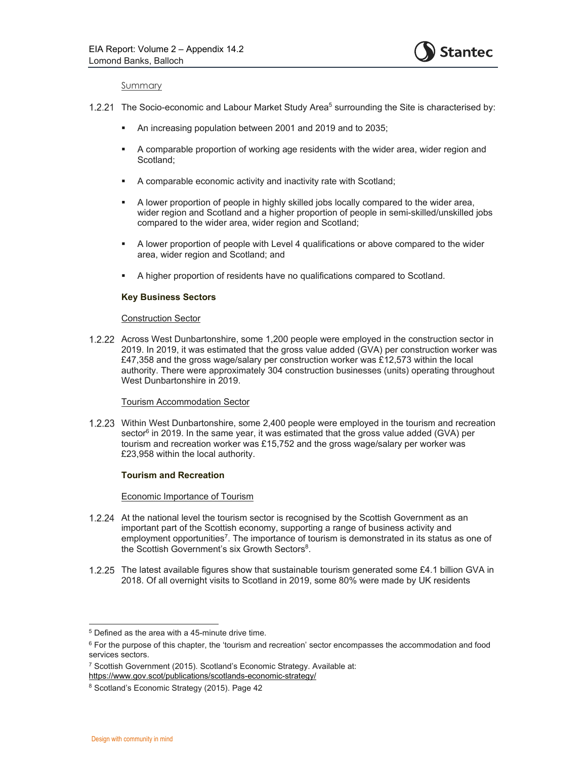Summary

1.2.21 The Socio-economic and Labour Market Study Area[5] surrounding the Site is characterised by:

- An increasing population between 2001 and 2019 and to 2035;
- A comparable proportion of working age residents with the wider area, wider region and Scotland;
- A comparable economic activity and inactivity rate with Scotland;
- A lower proportion of people in highly skilled jobs locally compared to the wider area, wider region and Scotland and a higher proportion of people in semi-skilled/unskilled jobs compared to the wider area, wider region and Scotland;
- A lower proportion of people with Level 4 qualifications or above compared to the wider area, wider region and Scotland; and
- A higher proportion of residents have no qualifications compared to Scotland.

### Key Business Sectors

Construction Sector

1.2.22 Across West Dunbartonshire, some 1,200 people were employed in the construction sector in 2019. In 2019, it was estimated that the gross value added (GVA) per construction worker was £47,358 and the gross wage/salary per construction worker was £12,573 within the local authority. There were approximately 304 construction businesses (units) operating throughout West Dunbartonshire in 2019.

Tourism Accommodation Sector

1.2.23 Within West Dunbartonshire, some 2,400 people were employed in the tourism and recreation sector[6] in 2019. In the same year, it was estimated that the gross value added (GVA) per tourism and recreation worker was £15,752 and the gross wage/salary per worker was £23,958 within the local authority.

### Tourism and Recreation

Economic Importance of Tourism

1.2.24 At the national level the tourism sector is recognised by the Scottish Government as an important part of the Scottish economy, supporting a range of business activity and employment opportunities[7]. The importance of tourism is demonstrated in its status as one of the Scottish Government's six Growth Sectors[8].

1.2.25 The latest available figures show that sustainable tourism generated some £4.1 billion GVA in 2018. Of all overnight visits to Scotland in 2019, some 80% were made by UK residents

---

[5] Defined as the area with a 45-minute drive time.

[6] For the purpose of this chapter, the 'tourism and recreation' sector encompasses the accommodation and food services sectors.

[7] Scottish Government (2015). Scotland's Economic Strategy. Available at: https://www.gov.scot/publications/scotlands-economic-strategy/

[8] Scotland's Economic Strategy (2015). Page 42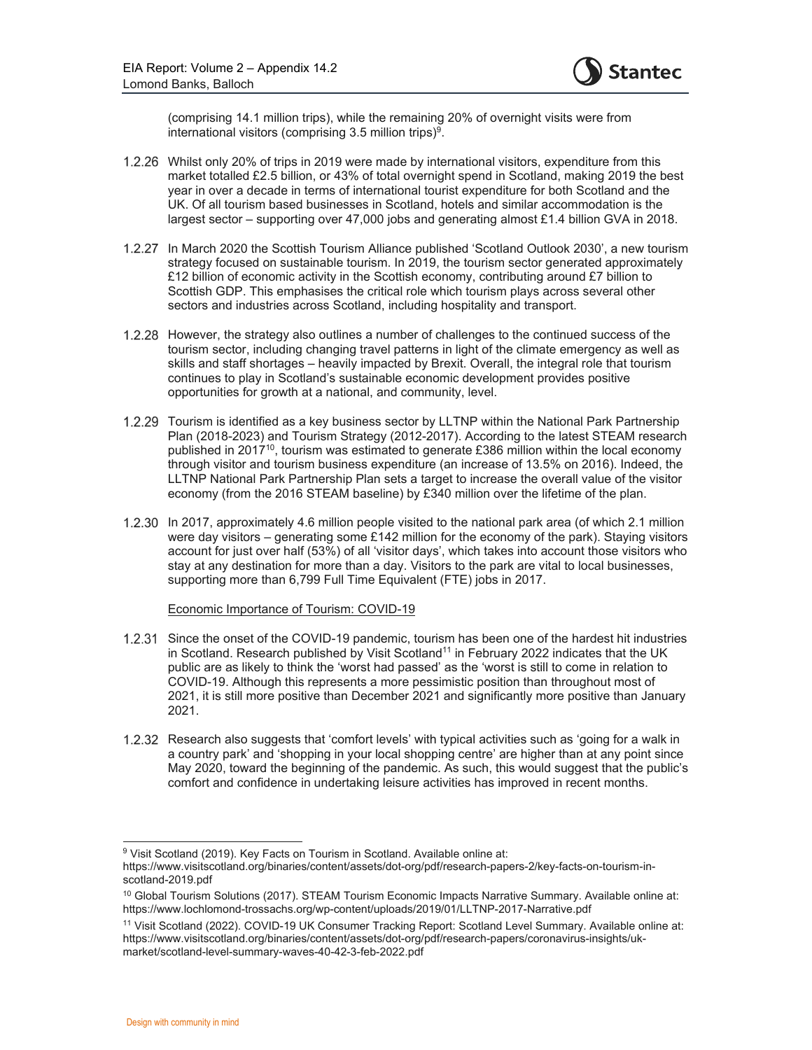(comprising 14.1 million trips), while the remaining 20% of overnight visits were from international visitors (comprising 3.5 million trips)[9].

1.2.26 Whilst only 20% of trips in 2019 were made by international visitors, expenditure from this market totalled £2.5 billion, or 43% of total overnight spend in Scotland, making 2019 the best year in over a decade in terms of international tourist expenditure for both Scotland and the UK. Of all tourism based businesses in Scotland, hotels and similar accommodation is the largest sector – supporting over 47,000 jobs and generating almost £1.4 billion GVA in 2018.

1.2.27 In March 2020 the Scottish Tourism Alliance published 'Scotland Outlook 2030', a new tourism strategy focused on sustainable tourism. In 2019, the tourism sector generated approximately £12 billion of economic activity in the Scottish economy, contributing around £7 billion to Scottish GDP. This emphasises the critical role which tourism plays across several other sectors and industries across Scotland, including hospitality and transport.

1.2.28 However, the strategy also outlines a number of challenges to the continued success of the tourism sector, including changing travel patterns in light of the climate emergency as well as skills and staff shortages – heavily impacted by Brexit. Overall, the integral role that tourism continues to play in Scotland's sustainable economic development provides positive opportunities for growth at a national, and community, level.

1.2.29 Tourism is identified as a key business sector by LLTNP within the National Park Partnership Plan (2018-2023) and Tourism Strategy (2012-2017). According to the latest STEAM research published in 2017[10], tourism was estimated to generate £386 million within the local economy through visitor and tourism business expenditure (an increase of 13.5% on 2016). Indeed, the LLTNP National Park Partnership Plan sets a target to increase the overall value of the visitor economy (from the 2016 STEAM baseline) by £340 million over the lifetime of the plan.

1.2.30 In 2017, approximately 4.6 million people visited to the national park area (of which 2.1 million were day visitors – generating some £142 million for the economy of the park). Staying visitors account for just over half (53%) of all 'visitor days', which takes into account those visitors who stay at any destination for more than a day. Visitors to the park are vital to local businesses, supporting more than 6,799 Full Time Equivalent (FTE) jobs in 2017.

<u>Economic Importance of Tourism: COVID-19</u>

1.2.31 Since the onset of the COVID-19 pandemic, tourism has been one of the hardest hit industries in Scotland. Research published by Visit Scotland[11] in February 2022 indicates that the UK public are as likely to think the 'worst had passed' as the 'worst is still to come in relation to COVID-19. Although this represents a more pessimistic position than throughout most of 2021, it is still more positive than December 2021 and significantly more positive than January 2021.

1.2.32 Research also suggests that 'comfort levels' with typical activities such as 'going for a walk in a country park' and 'shopping in your local shopping centre' are higher than at any point since May 2020, toward the beginning of the pandemic. As such, this would suggest that the public's comfort and confidence in undertaking leisure activities has improved in recent months.

---

[9] Visit Scotland (2019). Key Facts on Tourism in Scotland. Available online at: https://www.visitscotland.org/binaries/content/assets/dot-org/pdf/research-papers-2/key-facts-on-tourism-in-scotland-2019.pdf

[10] Global Tourism Solutions (2017). STEAM Tourism Economic Impacts Narrative Summary. Available online at: https://www.lochlomond-trossachs.org/wp-content/uploads/2019/01/LLTNP-2017-Narrative.pdf

[11] Visit Scotland (2022). COVID-19 UK Consumer Tracking Report: Scotland Level Summary. Available online at: https://www.visitscotland.org/binaries/content/assets/dot-org/pdf/research-papers/coronavirus-insights/uk-market/scotland-level-summary-waves-40-42-3-feb-2022.pdf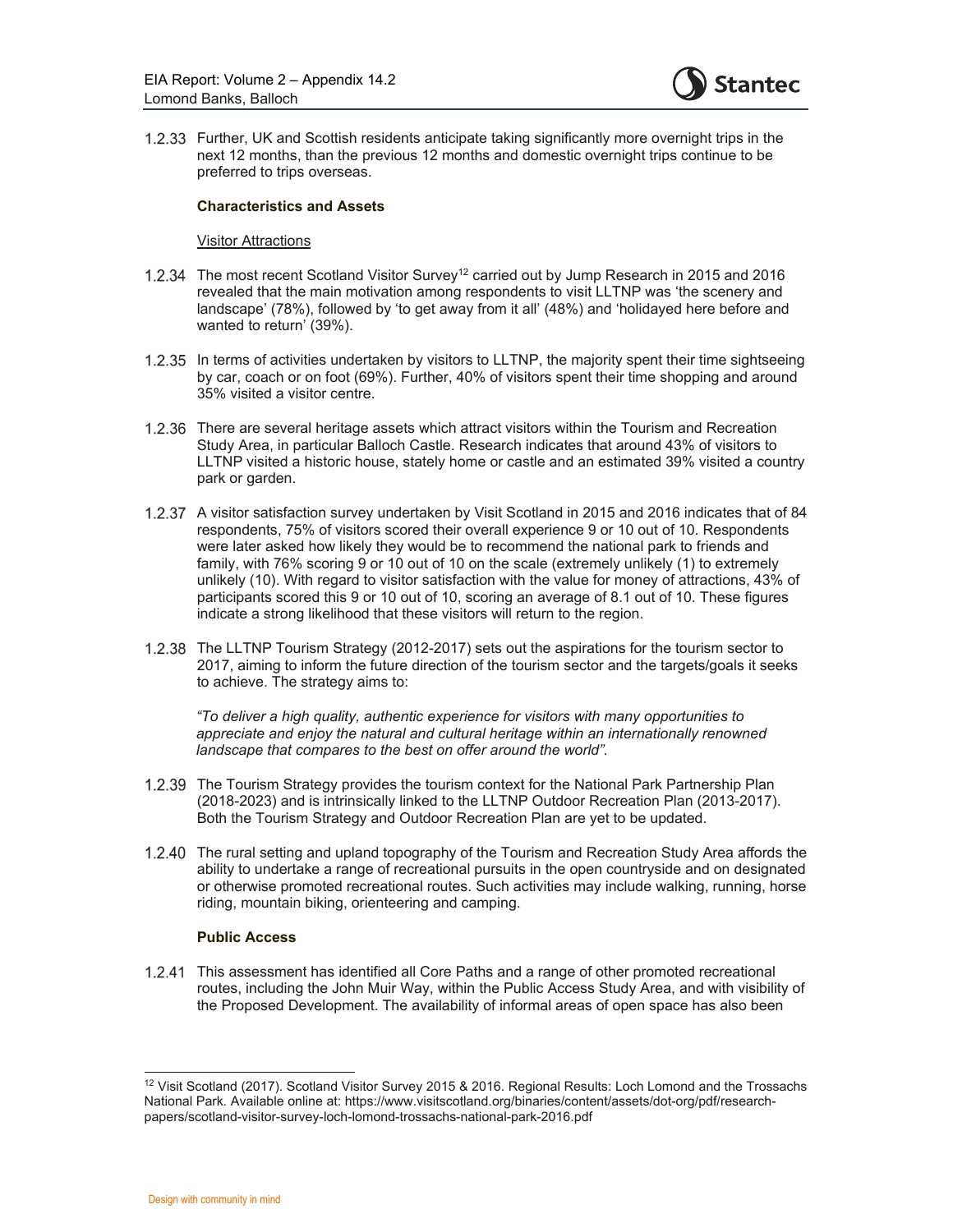1.2.33 Further, UK and Scottish residents anticipate taking significantly more overnight trips in the next 12 months, than the previous 12 months and domestic overnight trips continue to be preferred to trips overseas.

**Characteristics and Assets**

Visitor Attractions

1.2.34 The most recent Scotland Visitor Survey[12] carried out by Jump Research in 2015 and 2016 revealed that the main motivation among respondents to visit LLTNP was 'the scenery and landscape' (78%), followed by 'to get away from it all' (48%) and 'holidayed here before and wanted to return' (39%).

1.2.35 In terms of activities undertaken by visitors to LLTNP, the majority spent their time sightseeing by car, coach or on foot (69%). Further, 40% of visitors spent their time shopping and around 35% visited a visitor centre.

1.2.36 There are several heritage assets which attract visitors within the Tourism and Recreation Study Area, in particular Balloch Castle. Research indicates that around 43% of visitors to LLTNP visited a historic house, stately home or castle and an estimated 39% visited a country park or garden.

1.2.37 A visitor satisfaction survey undertaken by Visit Scotland in 2015 and 2016 indicates that of 84 respondents, 75% of visitors scored their overall experience 9 or 10 out of 10. Respondents were later asked how likely they would be to recommend the national park to friends and family, with 76% scoring 9 or 10 out of 10 on the scale (extremely unlikely (1) to extremely unlikely (10). With regard to visitor satisfaction with the value for money of attractions, 43% of participants scored this 9 or 10 out of 10, scoring an average of 8.1 out of 10. These figures indicate a strong likelihood that these visitors will return to the region.

1.2.38 The LLTNP Tourism Strategy (2012-2017) sets out the aspirations for the tourism sector to 2017, aiming to inform the future direction of the tourism sector and the targets/goals it seeks to achieve. The strategy aims to:

*"To deliver a high quality, authentic experience for visitors with many opportunities to appreciate and enjoy the natural and cultural heritage within an internationally renowned landscape that compares to the best on offer around the world".*

1.2.39 The Tourism Strategy provides the tourism context for the National Park Partnership Plan (2018-2023) and is intrinsically linked to the LLTNP Outdoor Recreation Plan (2013-2017). Both the Tourism Strategy and Outdoor Recreation Plan are yet to be updated.

1.2.40 The rural setting and upland topography of the Tourism and Recreation Study Area affords the ability to undertake a range of recreational pursuits in the open countryside and on designated or otherwise promoted recreational routes. Such activities may include walking, running, horse riding, mountain biking, orienteering and camping.

**Public Access**

1.2.41 This assessment has identified all Core Paths and a range of other promoted recreational routes, including the John Muir Way, within the Public Access Study Area, and with visibility of the Proposed Development. The availability of informal areas of open space has also been

---

[12] Visit Scotland (2017). Scotland Visitor Survey 2015 & 2016. Regional Results: Loch Lomond and the Trossachs National Park. Available online at: https://www.visitscotland.org/binaries/content/assets/dot-org/pdf/research-papers/scotland-visitor-survey-loch-lomond-trossachs-national-park-2016.pdf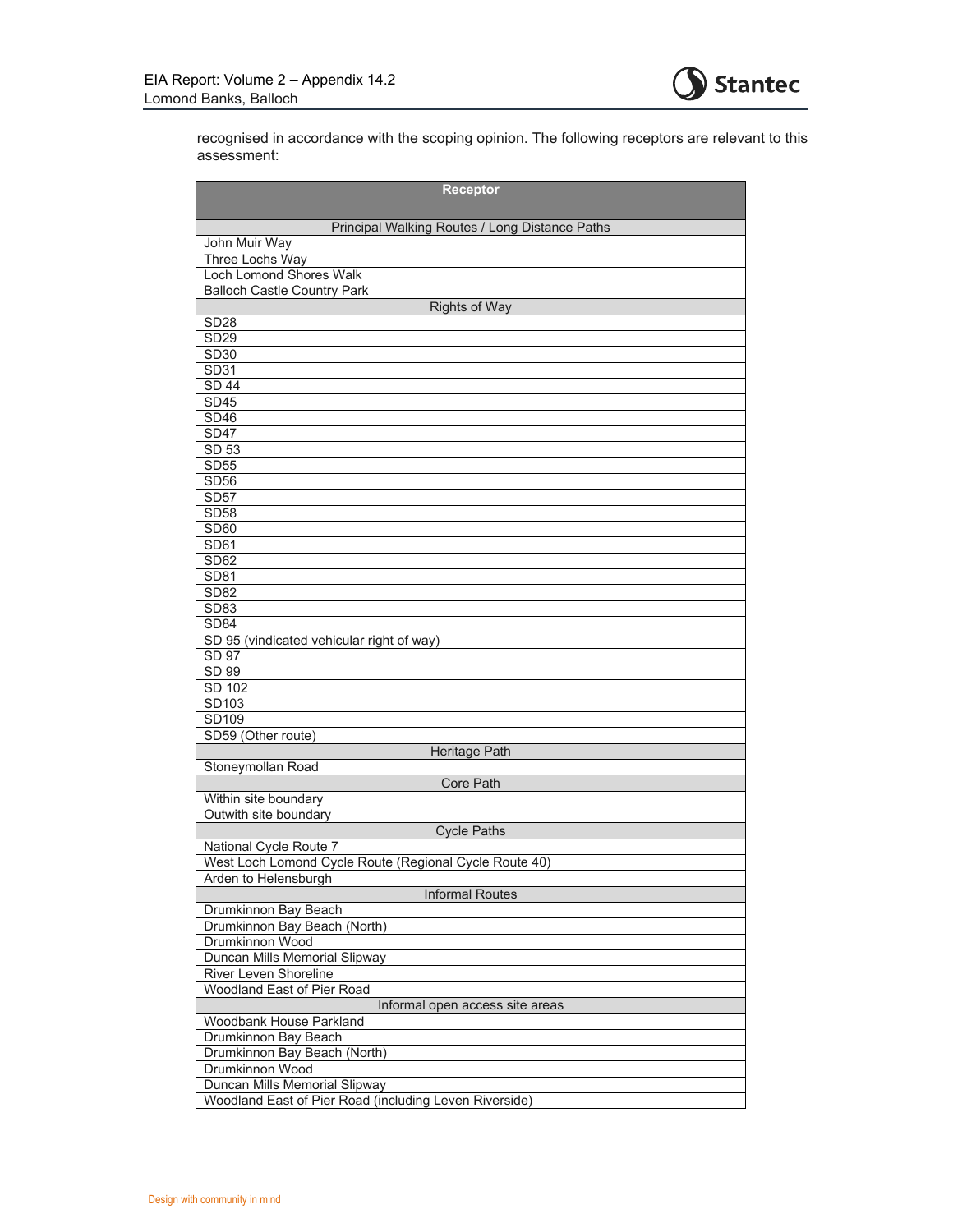recognised in accordance with the scoping opinion. The following receptors are relevant to this assessment:

| Receptor |
|---|
| Principal Walking Routes / Long Distance Paths |
| John Muir Way |
| Three Lochs Way |
| Loch Lomond Shores Walk |
| Balloch Castle Country Park |
| Rights of Way |
| SD28 |
| SD29 |
| SD30 |
| SD31 |
| SD 44 |
| SD45 |
| SD46 |
| SD47 |
| SD 53 |
| SD55 |
| SD56 |
| SD57 |
| SD58 |
| SD60 |
| SD61 |
| SD62 |
| SD81 |
| SD82 |
| SD83 |
| SD84 |
| SD 95 (vindicated vehicular right of way) |
| SD 97 |
| SD 99 |
| SD 102 |
| SD103 |
| SD109 |
| SD59 (Other route) |
| Heritage Path |
| Stoneymollan Road |
| Core Path |
| Within site boundary |
| Outwith site boundary |
| Cycle Paths |
| National Cycle Route 7 |
| West Loch Lomond Cycle Route (Regional Cycle Route 40) |
| Arden to Helensburgh |
| Informal Routes |
| Drumkinnon Bay Beach |
| Drumkinnon Bay Beach (North) |
| Drumkinnon Wood |
| Duncan Mills Memorial Slipway |
| River Leven Shoreline |
| Woodland East of Pier Road |
| Informal open access site areas |
| Woodbank House Parkland |
| Drumkinnon Bay Beach |
| Drumkinnon Bay Beach (North) |
| Drumkinnon Wood |
| Duncan Mills Memorial Slipway |
| Woodland East of Pier Road (including Leven Riverside) |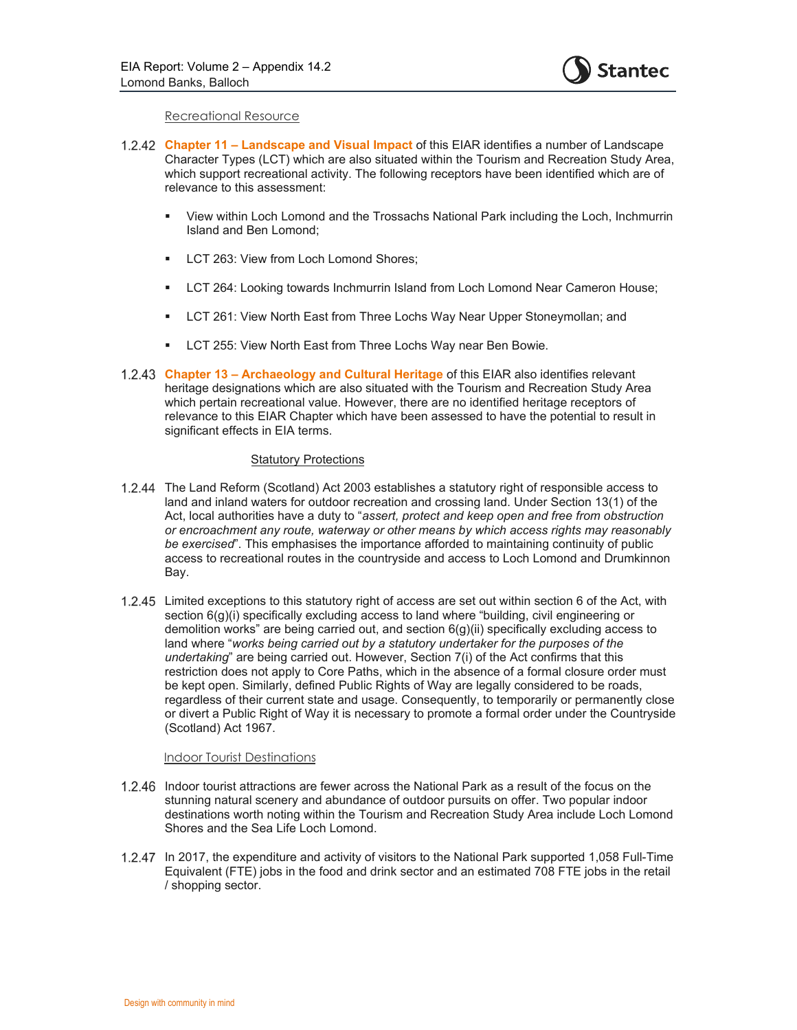### Recreational Resource

1.2.42 **Chapter 11 – Landscape and Visual Impact** of this EIAR identifies a number of Landscape Character Types (LCT) which are also situated within the Tourism and Recreation Study Area, which support recreational activity. The following receptors have been identified which are of relevance to this assessment:

- View within Loch Lomond and the Trossachs National Park including the Loch, Inchmurrin Island and Ben Lomond;
- LCT 263: View from Loch Lomond Shores;
- LCT 264: Looking towards Inchmurrin Island from Loch Lomond Near Cameron House;
- LCT 261: View North East from Three Lochs Way Near Upper Stoneymollan; and
- LCT 255: View North East from Three Lochs Way near Ben Bowie.

1.2.43 **Chapter 13 – Archaeology and Cultural Heritage** of this EIAR also identifies relevant heritage designations which are also situated with the Tourism and Recreation Study Area which pertain recreational value. However, there are no identified heritage receptors of relevance to this EIAR Chapter which have been assessed to have the potential to result in significant effects in EIA terms.

### Statutory Protections

1.2.44 The Land Reform (Scotland) Act 2003 establishes a statutory right of responsible access to land and inland waters for outdoor recreation and crossing land. Under Section 13(1) of the Act, local authorities have a duty to "*assert, protect and keep open and free from obstruction or encroachment any route, waterway or other means by which access rights may reasonably be exercised*". This emphasises the importance afforded to maintaining continuity of public access to recreational routes in the countryside and access to Loch Lomond and Drumkinnon Bay.

1.2.45 Limited exceptions to this statutory right of access are set out within section 6 of the Act, with section 6(g)(i) specifically excluding access to land where "building, civil engineering or demolition works" are being carried out, and section 6(g)(ii) specifically excluding access to land where "*works being carried out by a statutory undertaker for the purposes of the undertaking*" are being carried out. However, Section 7(i) of the Act confirms that this restriction does not apply to Core Paths, which in the absence of a formal closure order must be kept open. Similarly, defined Public Rights of Way are legally considered to be roads, regardless of their current state and usage. Consequently, to temporarily or permanently close or divert a Public Right of Way it is necessary to promote a formal order under the Countryside (Scotland) Act 1967.

### Indoor Tourist Destinations

1.2.46 Indoor tourist attractions are fewer across the National Park as a result of the focus on the stunning natural scenery and abundance of outdoor pursuits on offer. Two popular indoor destinations worth noting within the Tourism and Recreation Study Area include Loch Lomond Shores and the Sea Life Loch Lomond.

1.2.47 In 2017, the expenditure and activity of visitors to the National Park supported 1,058 Full-Time Equivalent (FTE) jobs in the food and drink sector and an estimated 708 FTE jobs in the retail / shopping sector.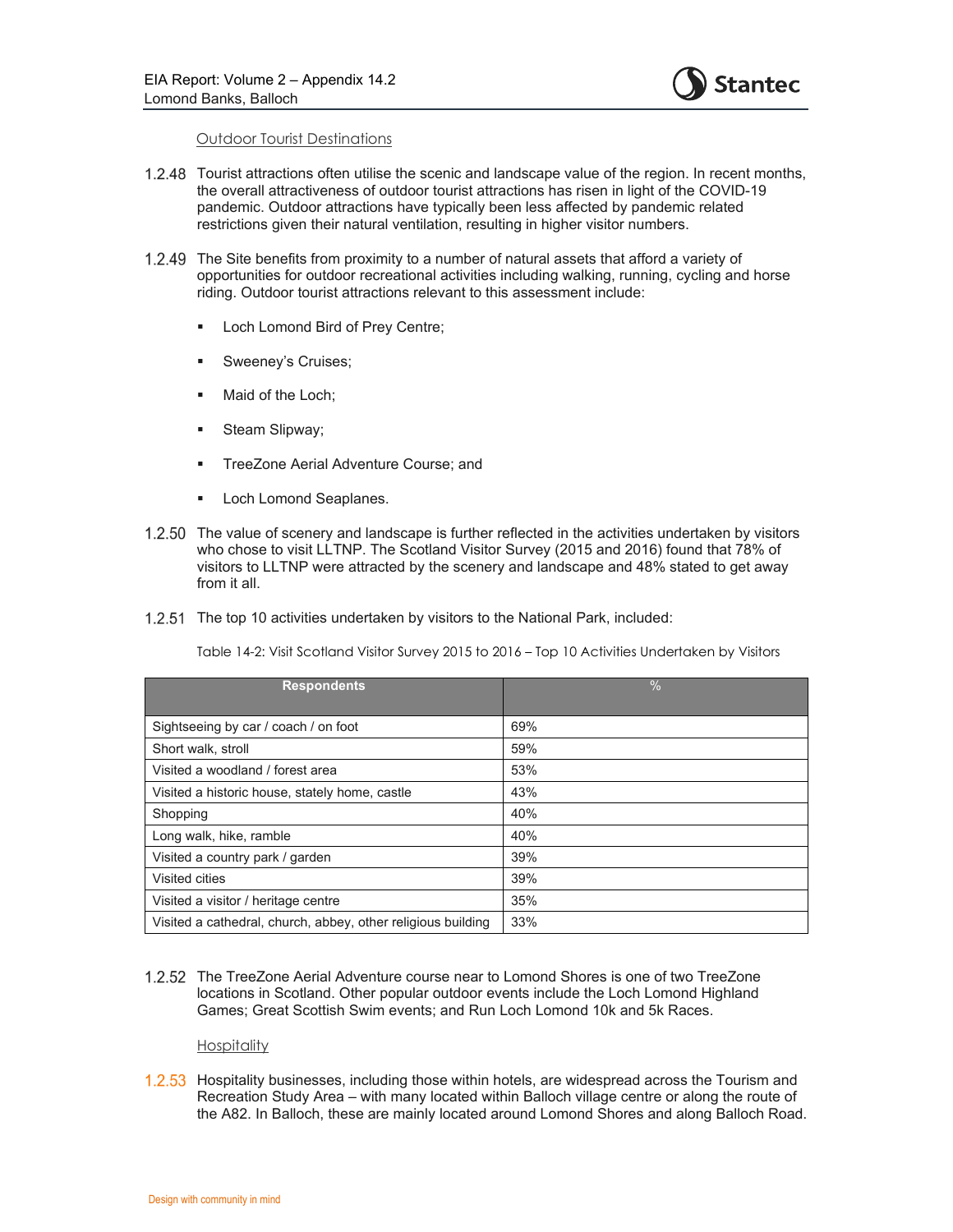Outdoor Tourist Destinations

1.2.48 Tourist attractions often utilise the scenic and landscape value of the region. In recent months, the overall attractiveness of outdoor tourist attractions has risen in light of the COVID-19 pandemic. Outdoor attractions have typically been less affected by pandemic related restrictions given their natural ventilation, resulting in higher visitor numbers.

1.2.49 The Site benefits from proximity to a number of natural assets that afford a variety of opportunities for outdoor recreational activities including walking, running, cycling and horse riding. Outdoor tourist attractions relevant to this assessment include:

- Loch Lomond Bird of Prey Centre;
- Sweeney's Cruises;
- Maid of the Loch;
- Steam Slipway;
- TreeZone Aerial Adventure Course; and
- Loch Lomond Seaplanes.

1.2.50 The value of scenery and landscape is further reflected in the activities undertaken by visitors who chose to visit LLTNP. The Scotland Visitor Survey (2015 and 2016) found that 78% of visitors to LLTNP were attracted by the scenery and landscape and 48% stated to get away from it all.

1.2.51 The top 10 activities undertaken by visitors to the National Park, included:

Table 14-2: Visit Scotland Visitor Survey 2015 to 2016 – Top 10 Activities Undertaken by Visitors

| Respondents | % |
|---|---|
| Sightseeing by car / coach / on foot | 69% |
| Short walk, stroll | 59% |
| Visited a woodland / forest area | 53% |
| Visited a historic house, stately home, castle | 43% |
| Shopping | 40% |
| Long walk, hike, ramble | 40% |
| Visited a country park / garden | 39% |
| Visited cities | 39% |
| Visited a visitor / heritage centre | 35% |
| Visited a cathedral, church, abbey, other religious building | 33% |

1.2.52 The TreeZone Aerial Adventure course near to Lomond Shores is one of two TreeZone locations in Scotland. Other popular outdoor events include the Loch Lomond Highland Games; Great Scottish Swim events; and Run Loch Lomond 10k and 5k Races.

Hospitality

1.2.53 Hospitality businesses, including those within hotels, are widespread across the Tourism and Recreation Study Area – with many located within Balloch village centre or along the route of the A82. In Balloch, these are mainly located around Lomond Shores and along Balloch Road.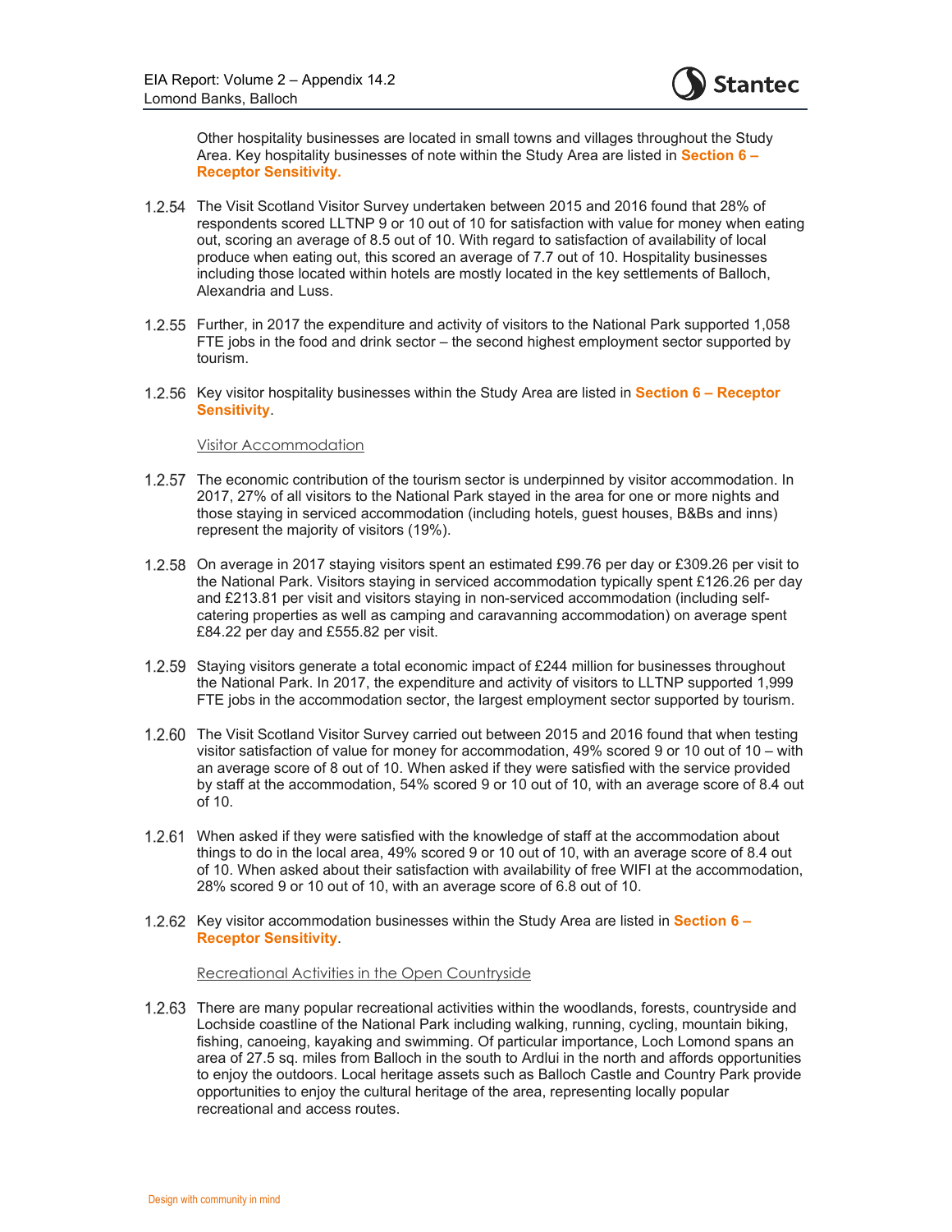Other hospitality businesses are located in small towns and villages throughout the Study Area. Key hospitality businesses of note within the Study Area are listed in **Section 6 – Receptor Sensitivity.**

1.2.54 The Visit Scotland Visitor Survey undertaken between 2015 and 2016 found that 28% of respondents scored LLTNP 9 or 10 out of 10 for satisfaction with value for money when eating out, scoring an average of 8.5 out of 10. With regard to satisfaction of availability of local produce when eating out, this scored an average of 7.7 out of 10. Hospitality businesses including those located within hotels are mostly located in the key settlements of Balloch, Alexandria and Luss.

1.2.55 Further, in 2017 the expenditure and activity of visitors to the National Park supported 1,058 FTE jobs in the food and drink sector – the second highest employment sector supported by tourism.

1.2.56 Key visitor hospitality businesses within the Study Area are listed in **Section 6 – Receptor Sensitivity**.

Visitor Accommodation

1.2.57 The economic contribution of the tourism sector is underpinned by visitor accommodation. In 2017, 27% of all visitors to the National Park stayed in the area for one or more nights and those staying in serviced accommodation (including hotels, guest houses, B&Bs and inns) represent the majority of visitors (19%).

1.2.58 On average in 2017 staying visitors spent an estimated £99.76 per day or £309.26 per visit to the National Park. Visitors staying in serviced accommodation typically spent £126.26 per day and £213.81 per visit and visitors staying in non-serviced accommodation (including self-catering properties as well as camping and caravanning accommodation) on average spent £84.22 per day and £555.82 per visit.

1.2.59 Staying visitors generate a total economic impact of £244 million for businesses throughout the National Park. In 2017, the expenditure and activity of visitors to LLTNP supported 1,999 FTE jobs in the accommodation sector, the largest employment sector supported by tourism.

1.2.60 The Visit Scotland Visitor Survey carried out between 2015 and 2016 found that when testing visitor satisfaction of value for money for accommodation, 49% scored 9 or 10 out of 10 – with an average score of 8 out of 10. When asked if they were satisfied with the service provided by staff at the accommodation, 54% scored 9 or 10 out of 10, with an average score of 8.4 out of 10.

1.2.61 When asked if they were satisfied with the knowledge of staff at the accommodation about things to do in the local area, 49% scored 9 or 10 out of 10, with an average score of 8.4 out of 10. When asked about their satisfaction with availability of free WIFI at the accommodation, 28% scored 9 or 10 out of 10, with an average score of 6.8 out of 10.

1.2.62 Key visitor accommodation businesses within the Study Area are listed in **Section 6 – Receptor Sensitivity**.

Recreational Activities in the Open Countryside

1.2.63 There are many popular recreational activities within the woodlands, forests, countryside and Lochside coastline of the National Park including walking, running, cycling, mountain biking, fishing, canoeing, kayaking and swimming. Of particular importance, Loch Lomond spans an area of 27.5 sq. miles from Balloch in the south to Ardlui in the north and affords opportunities to enjoy the outdoors. Local heritage assets such as Balloch Castle and Country Park provide opportunities to enjoy the cultural heritage of the area, representing locally popular recreational and access routes.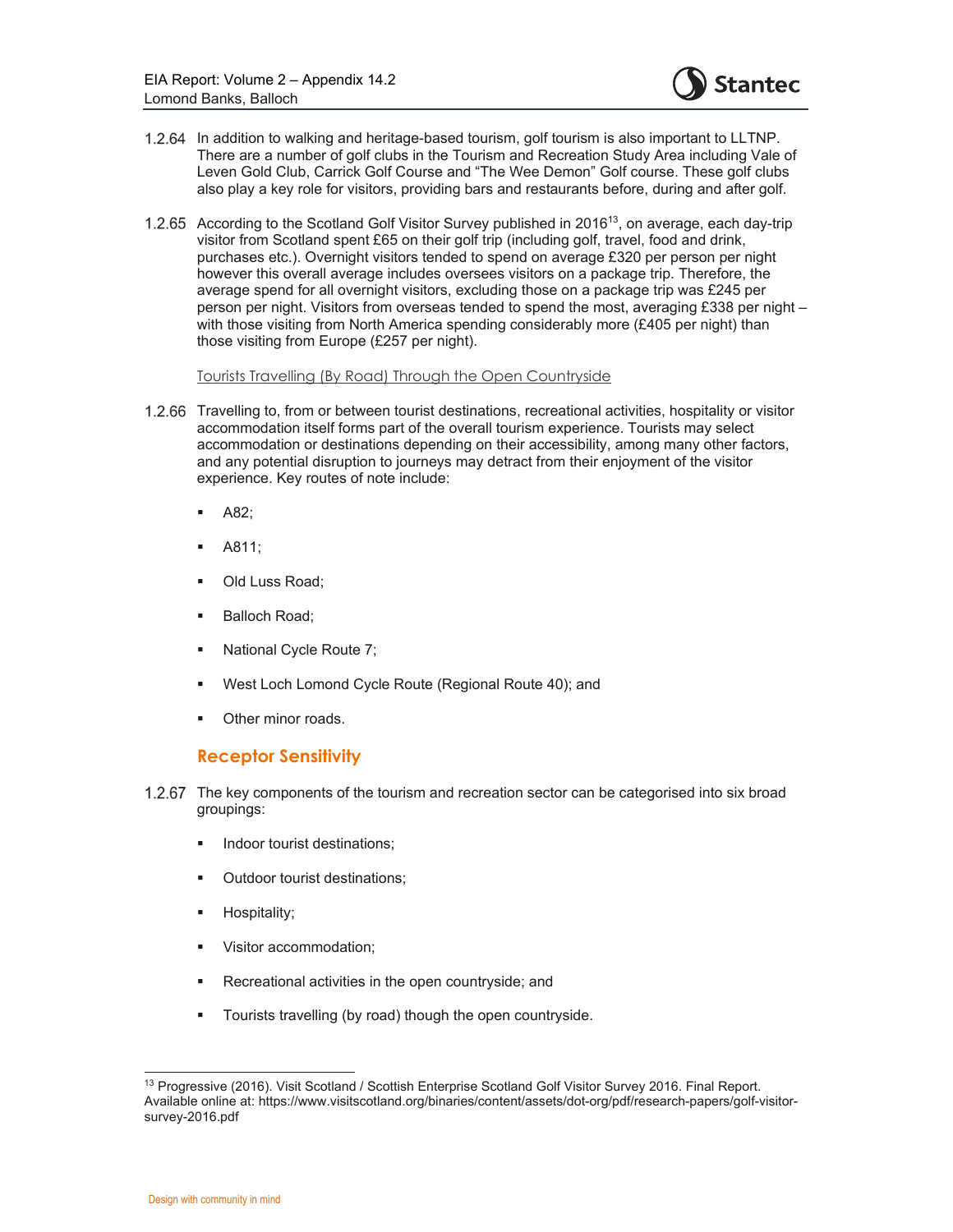1.2.64 In addition to walking and heritage-based tourism, golf tourism is also important to LLTNP. There are a number of golf clubs in the Tourism and Recreation Study Area including Vale of Leven Gold Club, Carrick Golf Course and "The Wee Demon" Golf course. These golf clubs also play a key role for visitors, providing bars and restaurants before, during and after golf.

1.2.65 According to the Scotland Golf Visitor Survey published in 2016[13], on average, each day-trip visitor from Scotland spent £65 on their golf trip (including golf, travel, food and drink, purchases etc.). Overnight visitors tended to spend on average £320 per person per night however this overall average includes oversees visitors on a package trip. Therefore, the average spend for all overnight visitors, excluding those on a package trip was £245 per person per night. Visitors from overseas tended to spend the most, averaging £338 per night – with those visiting from North America spending considerably more (£405 per night) than those visiting from Europe (£257 per night).

<u>Tourists Travelling (By Road) Through the Open Countryside</u>

1.2.66 Travelling to, from or between tourist destinations, recreational activities, hospitality or visitor accommodation itself forms part of the overall tourism experience. Tourists may select accommodation or destinations depending on their accessibility, among many other factors, and any potential disruption to journeys may detract from their enjoyment of the visitor experience. Key routes of note include:

- A82;
- A811;
- Old Luss Road;
- Balloch Road;
- National Cycle Route 7;
- West Loch Lomond Cycle Route (Regional Route 40); and
- Other minor roads.

## Receptor Sensitivity

1.2.67 The key components of the tourism and recreation sector can be categorised into six broad groupings:

- Indoor tourist destinations;
- Outdoor tourist destinations;
- Hospitality;
- Visitor accommodation;
- Recreational activities in the open countryside; and
- Tourists travelling (by road) though the open countryside.

[13] Progressive (2016). Visit Scotland / Scottish Enterprise Scotland Golf Visitor Survey 2016. Final Report. Available online at: https://www.visitscotland.org/binaries/content/assets/dot-org/pdf/research-papers/golf-visitor-survey-2016.pdf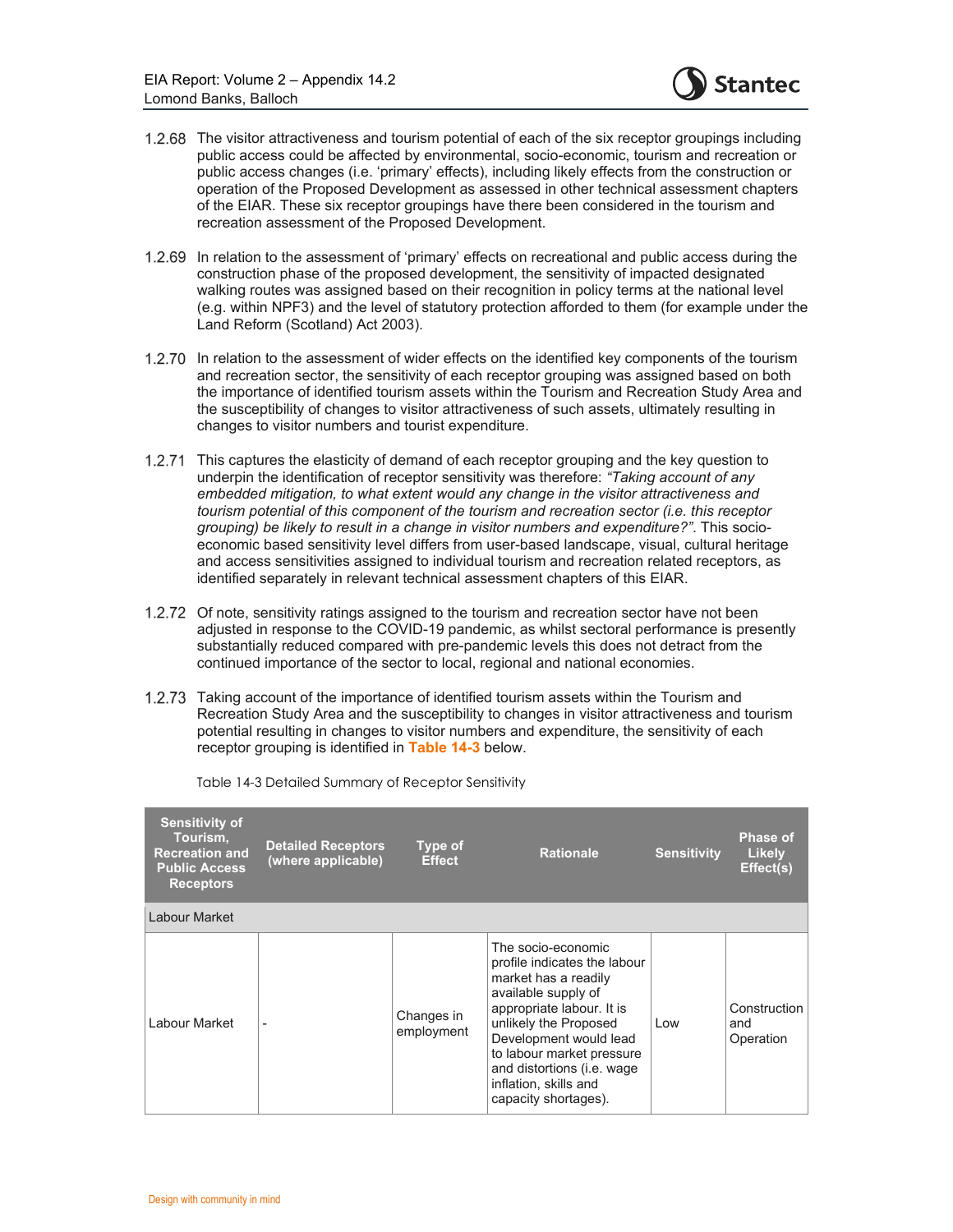1.2.68 The visitor attractiveness and tourism potential of each of the six receptor groupings including public access could be affected by environmental, socio-economic, tourism and recreation or public access changes (i.e. 'primary' effects), including likely effects from the construction or operation of the Proposed Development as assessed in other technical assessment chapters of the EIAR. These six receptor groupings have there been considered in the tourism and recreation assessment of the Proposed Development.

1.2.69 In relation to the assessment of 'primary' effects on recreational and public access during the construction phase of the proposed development, the sensitivity of impacted designated walking routes was assigned based on their recognition in policy terms at the national level (e.g. within NPF3) and the level of statutory protection afforded to them (for example under the Land Reform (Scotland) Act 2003).

1.2.70 In relation to the assessment of wider effects on the identified key components of the tourism and recreation sector, the sensitivity of each receptor grouping was assigned based on both the importance of identified tourism assets within the Tourism and Recreation Study Area and the susceptibility of changes to visitor attractiveness of such assets, ultimately resulting in changes to visitor numbers and tourist expenditure.

1.2.71 This captures the elasticity of demand of each receptor grouping and the key question to underpin the identification of receptor sensitivity was therefore: *"Taking account of any embedded mitigation, to what extent would any change in the visitor attractiveness and tourism potential of this component of the tourism and recreation sector (i.e. this receptor grouping) be likely to result in a change in visitor numbers and expenditure?"*. This socio-economic based sensitivity level differs from user-based landscape, visual, cultural heritage and access sensitivities assigned to individual tourism and recreation related receptors, as identified separately in relevant technical assessment chapters of this EIAR.

1.2.72 Of note, sensitivity ratings assigned to the tourism and recreation sector have not been adjusted in response to the COVID-19 pandemic, as whilst sectoral performance is presently substantially reduced compared with pre-pandemic levels this does not detract from the continued importance of the sector to local, regional and national economies.

1.2.73 Taking account of the importance of identified tourism assets within the Tourism and Recreation Study Area and the susceptibility to changes in visitor attractiveness and tourism potential resulting in changes to visitor numbers and expenditure, the sensitivity of each receptor grouping is identified in **Table 14-3** below.

Table 14-3 Detailed Summary of Receptor Sensitivity

| Sensitivity of Tourism, Recreation and Public Access Receptors | Detailed Receptors (where applicable) | Type of Effect | Rationale | Sensitivity | Phase of Likely Effect(s) |
|---|---|---|---|---|---|
| Labour Market | | | | | |
| Labour Market | - | Changes in employment | The socio-economic profile indicates the labour market has a readily available supply of appropriate labour. It is unlikely the Proposed Development would lead to labour market pressure and distortions (i.e. wage inflation, skills and capacity shortages). | Low | Construction and Operation |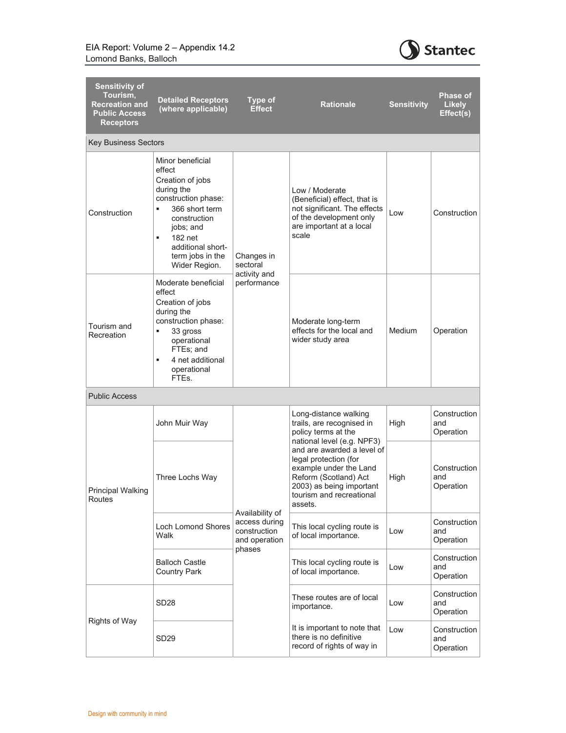| Sensitivity of Tourism, Recreation and Public Access Receptors | Detailed Receptors (where applicable) | Type of Effect | Rationale | Sensitivity | Phase of Likely Effect(s) |
|---|---|---|---|---|---|
| Key Business Sectors | | | | | |
| Construction | Minor beneficial effect<br>Creation of jobs during the construction phase:<br>▪ 366 short term construction jobs; and<br>▪ 182 net additional short-term jobs in the Wider Region. | Changes in sectoral activity and performance | Low / Moderate (Beneficial) effect, that is not significant. The effects of the development only are important at a local scale | Low | Construction |
| Tourism and Recreation | Moderate beneficial effect<br>Creation of jobs during the construction phase:<br>▪ 33 gross operational FTEs; and<br>▪ 4 net additional operational FTEs. | | Moderate long-term effects for the local and wider study area | Medium | Operation |
| Public Access | | | | | |
| Principal Walking Routes | John Muir Way | Availability of access during construction and operation phases | Long-distance walking trails, are recognised in policy terms at the national level (e.g. NPF3) and are awarded a level of legal protection (for example under the Land Reform (Scotland) Act 2003) as being important tourism and recreational assets. | High | Construction and Operation |
| | Three Lochs Way | | | High | Construction and Operation |
| | Loch Lomond Shores Walk | | This local cycling route is of local importance. | Low | Construction and Operation |
| | Balloch Castle Country Park | | This local cycling route is of local importance. | Low | Construction and Operation |
| Rights of Way | SD28 | | These routes are of local importance. | Low | Construction and Operation |
| | SD29 | | It is important to note that there is no definitive record of rights of way in | Low | Construction and Operation |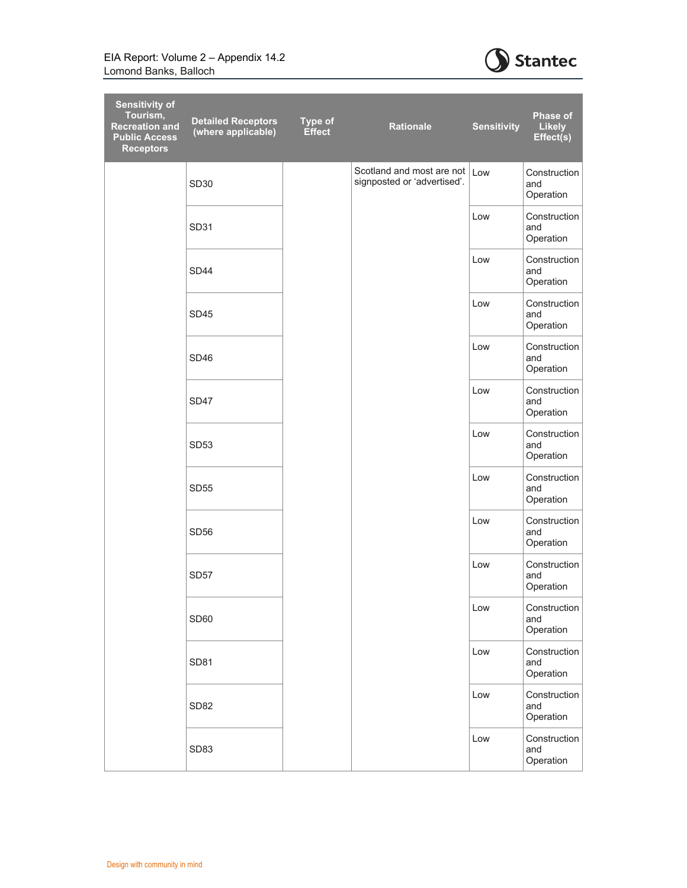| Sensitivity of Tourism, Recreation and Public Access Receptors | Detailed Receptors (where applicable) | Type of Effect | Rationale | Sensitivity | Phase of Likely Effect(s) |
|---|---|---|---|---|---|
| | SD30 | | Scotland and most are not signposted or 'advertised'. | Low | Construction and Operation |
| | SD31 | | | Low | Construction and Operation |
| | SD44 | | | Low | Construction and Operation |
| | SD45 | | | Low | Construction and Operation |
| | SD46 | | | Low | Construction and Operation |
| | SD47 | | | Low | Construction and Operation |
| | SD53 | | | Low | Construction and Operation |
| | SD55 | | | Low | Construction and Operation |
| | SD56 | | | Low | Construction and Operation |
| | SD57 | | | Low | Construction and Operation |
| | SD60 | | | Low | Construction and Operation |
| | SD81 | | | Low | Construction and Operation |
| | SD82 | | | Low | Construction and Operation |
| | SD83 | | | Low | Construction and Operation |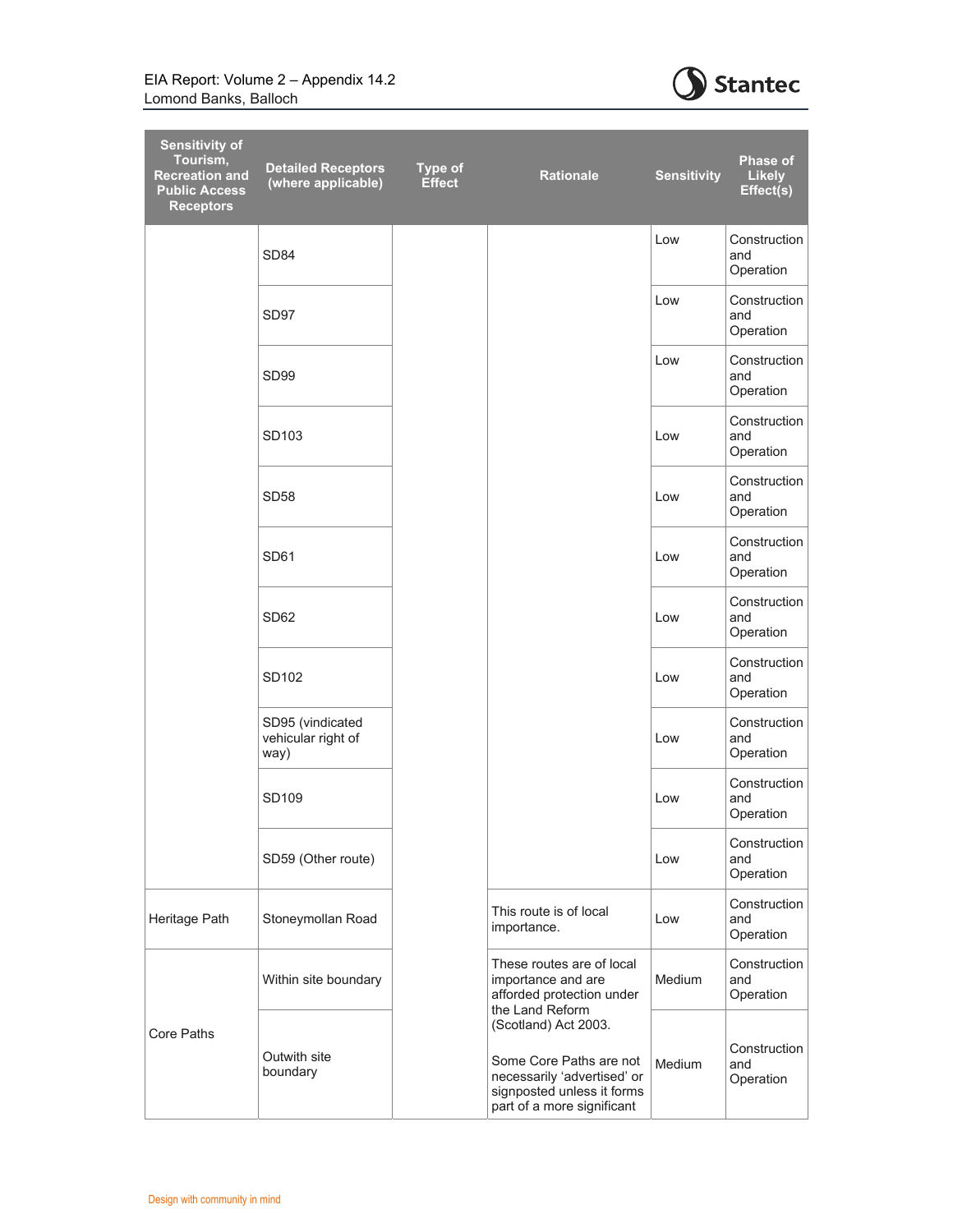| Sensitivity of Tourism, Recreation and Public Access Receptors | Detailed Receptors (where applicable) | Type of Effect | Rationale | Sensitivity | Phase of Likely Effect(s) |
|---|---|---|---|---|---|
| | SD84 | | | Low | Construction and Operation |
| | SD97 | | | Low | Construction and Operation |
| | SD99 | | | Low | Construction and Operation |
| | SD103 | | | Low | Construction and Operation |
| | SD58 | | | Low | Construction and Operation |
| | SD61 | | | Low | Construction and Operation |
| | SD62 | | | Low | Construction and Operation |
| | SD102 | | | Low | Construction and Operation |
| | SD95 (vindicated vehicular right of way) | | | Low | Construction and Operation |
| | SD109 | | | Low | Construction and Operation |
| | SD59 (Other route) | | | Low | Construction and Operation |
| Heritage Path | Stoneymollan Road | | This route is of local importance. | Low | Construction and Operation |
| Core Paths | Within site boundary | | These routes are of local importance and are afforded protection under the Land Reform (Scotland) Act 2003. Some Core Paths are not necessarily 'advertised' or signposted unless it forms part of a more significant | Medium | Construction and Operation |
| | Outwith site boundary | | | Medium | Construction and Operation |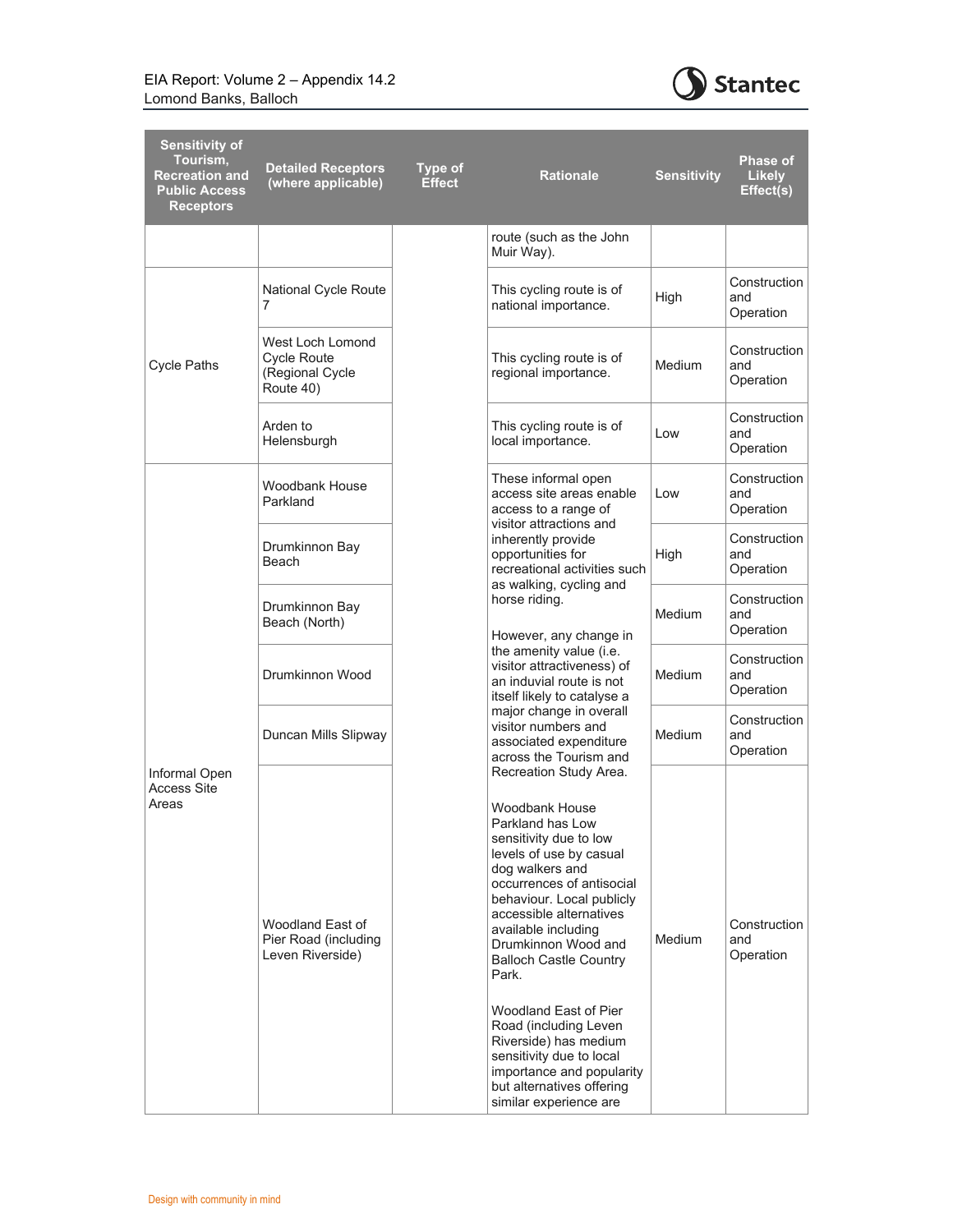| Sensitivity of Tourism, Recreation and Public Access Receptors | Detailed Receptors (where applicable) | Type of Effect | Rationale | Sensitivity | Phase of Likely Effect(s) |
|---|---|---|---|---|---|
| | | | route (such as the John Muir Way). | | |
| Cycle Paths | National Cycle Route 7 | | This cycling route is of national importance. | High | Construction and Operation |
| | West Loch Lomond Cycle Route (Regional Cycle Route 40) | | This cycling route is of regional importance. | Medium | Construction and Operation |
| | Arden to Helensburgh | | This cycling route is of local importance. | Low | Construction and Operation |
| Informal Open Access Site Areas | Woodbank House Parkland | | These informal open access site areas enable access to a range of visitor attractions and inherently provide opportunities for recreational activities such as walking, cycling and horse riding.<br><br>However, any change in the amenity value (i.e. visitor attractiveness) of an induvial route is not itself likely to catalyse a major change in overall visitor numbers and associated expenditure across the Tourism and Recreation Study Area.<br><br>Woodbank House Parkland has Low sensitivity due to low levels of use by casual dog walkers and occurrences of antisocial behaviour. Local publicly accessible alternatives available including Drumkinnon Wood and Balloch Castle Country Park.<br><br>Woodland East of Pier Road (including Leven Riverside) has medium sensitivity due to local importance and popularity but alternatives offering similar experience are | Low | Construction and Operation |
| | Drumkinnon Bay Beach | | | High | Construction and Operation |
| | Drumkinnon Bay Beach (North) | | | Medium | Construction and Operation |
| | Drumkinnon Wood | | | Medium | Construction and Operation |
| | Duncan Mills Slipway | | | Medium | Construction and Operation |
| | Woodland East of Pier Road (including Leven Riverside) | | | Medium | Construction and Operation |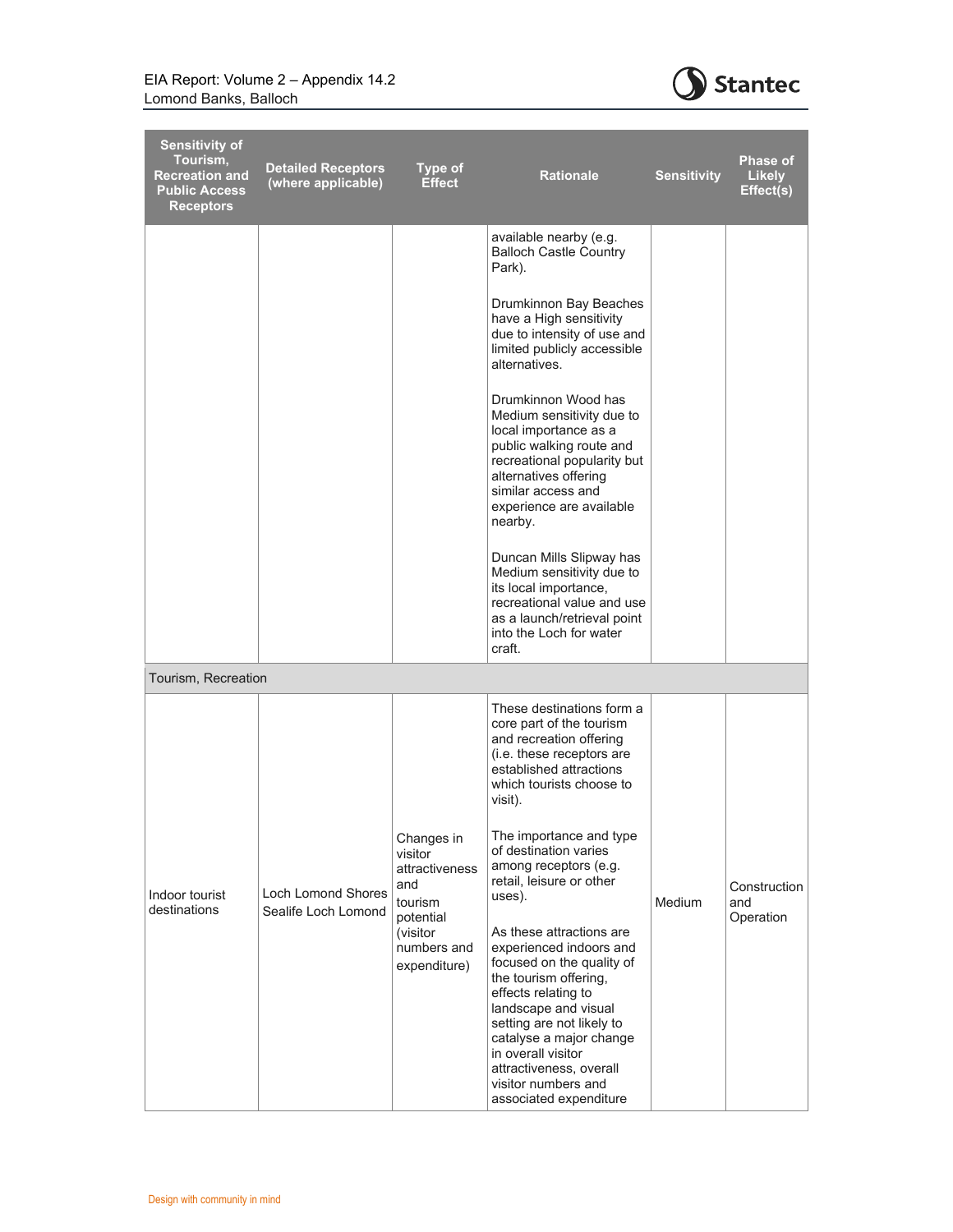| Sensitivity of Tourism, Recreation and Public Access Receptors | Detailed Receptors (where applicable) | Type of Effect | Rationale | Sensitivity | Phase of Likely Effect(s) |
|---|---|---|---|---|---|
| | | | available nearby (e.g. Balloch Castle Country Park).<br><br>Drumkinnon Bay Beaches have a High sensitivity due to intensity of use and limited publicly accessible alternatives.<br><br>Drumkinnon Wood has Medium sensitivity due to local importance as a public walking route and recreational popularity but alternatives offering similar access and experience are available nearby.<br><br>Duncan Mills Slipway has Medium sensitivity due to its local importance, recreational value and use as a launch/retrieval point into the Loch for water craft. | | |
| Tourism, Recreation | | | | | |
| Indoor tourist destinations | Loch Lomond Shores<br>Sealife Loch Lomond | Changes in visitor attractiveness and tourism potential (visitor numbers and expenditure) | These destinations form a core part of the tourism and recreation offering (i.e. these receptors are established attractions which tourists choose to visit).<br><br>The importance and type of destination varies among receptors (e.g. retail, leisure or other uses).<br><br>As these attractions are experienced indoors and focused on the quality of the tourism offering, effects relating to landscape and visual setting are not likely to catalyse a major change in overall visitor attractiveness, overall visitor numbers and associated expenditure | Medium | Construction and Operation |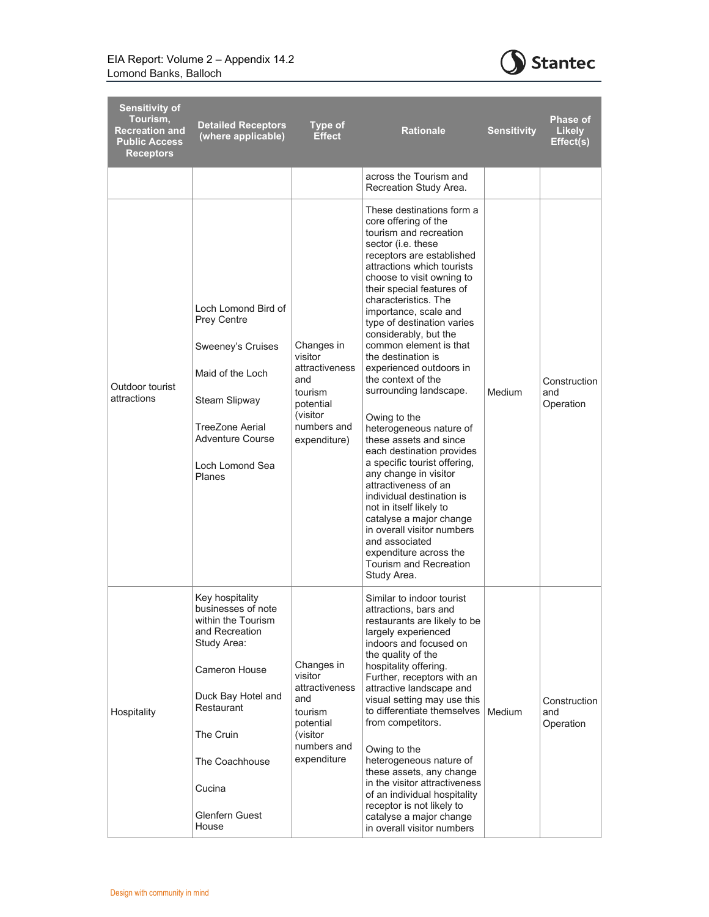| Sensitivity of Tourism, Recreation and Public Access Receptors | Detailed Receptors (where applicable) | Type of Effect | Rationale | Sensitivity | Phase of Likely Effect(s) |
|---|---|---|---|---|---|
| | | | across the Tourism and Recreation Study Area. | | |
| Outdoor tourist attractions | Loch Lomond Bird of Prey Centre<br><br>Sweeney's Cruises<br><br>Maid of the Loch<br><br>Steam Slipway<br><br>TreeZone Aerial Adventure Course<br><br>Loch Lomond Sea Planes | Changes in visitor attractiveness and tourism potential (visitor numbers and expenditure) | These destinations form a core offering of the tourism and recreation sector (i.e. these receptors are established attractions which tourists choose to visit owning to their special features of characteristics. The importance, scale and type of destination varies considerably, but the common element is that the destination is experienced outdoors in the context of the surrounding landscape.<br><br>Owing to the heterogeneous nature of these assets and since each destination provides a specific tourist offering, any change in visitor attractiveness of an individual destination is not in itself likely to catalyse a major change in overall visitor numbers and associated expenditure across the Tourism and Recreation Study Area. | Medium | Construction and Operation |
| Hospitality | Key hospitality businesses of note within the Tourism and Recreation Study Area:<br><br>Cameron House<br><br>Duck Bay Hotel and Restaurant<br><br>The Cruin<br><br>The Coachhouse<br><br>Cucina<br><br>Glenfern Guest House | Changes in visitor attractiveness and tourism potential (visitor numbers and expenditure | Similar to indoor tourist attractions, bars and restaurants are likely to be largely experienced indoors and focused on the quality of the hospitality offering. Further, receptors with an attractive landscape and visual setting may use this to differentiate themselves from competitors.<br><br>Owing to the heterogeneous nature of these assets, any change in the visitor attractiveness of an individual hospitality receptor is not likely to catalyse a major change in overall visitor numbers | Medium | Construction and Operation |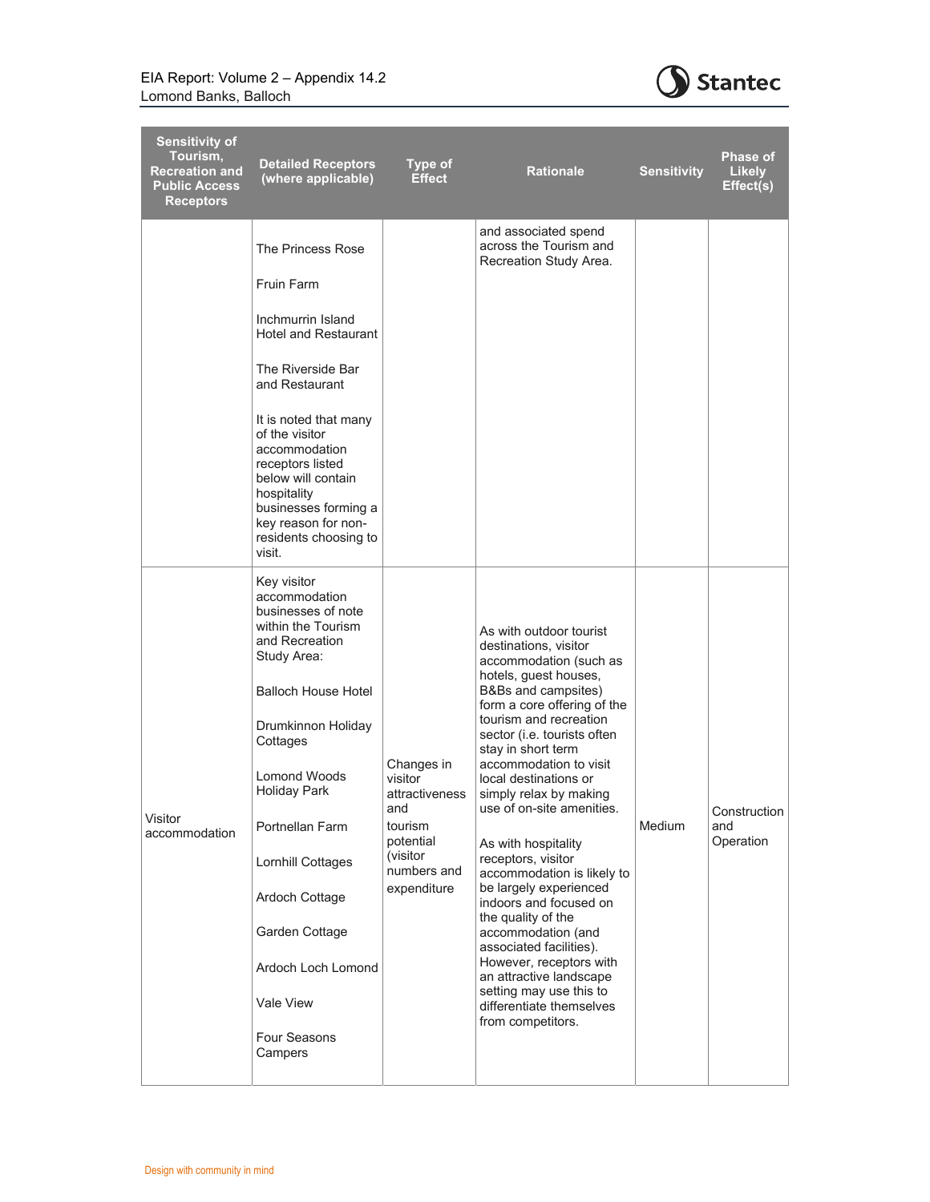| Sensitivity of Tourism, Recreation and Public Access Receptors | Detailed Receptors (where applicable) | Type of Effect | Rationale | Sensitivity | Phase of Likely Effect(s) |
|---|---|---|---|---|---|
| | The Princess Rose<br><br>Fruin Farm<br><br>Inchmurrin Island Hotel and Restaurant<br><br>The Riverside Bar and Restaurant<br><br>It is noted that many of the visitor accommodation receptors listed below will contain hospitality businesses forming a key reason for non-residents choosing to visit. | | and associated spend across the Tourism and Recreation Study Area. | | |
| Visitor accommodation | Key visitor accommodation businesses of note within the Tourism and Recreation Study Area:<br><br>Balloch House Hotel<br><br>Drumkinnon Holiday Cottages<br><br>Lomond Woods Holiday Park<br><br>Portnellan Farm<br><br>Lornhill Cottages<br><br>Ardoch Cottage<br><br>Garden Cottage<br><br>Ardoch Loch Lomond<br><br>Vale View<br><br>Four Seasons Campers | Changes in visitor attractiveness and tourism potential (visitor numbers and expenditure | As with outdoor tourist destinations, visitor accommodation (such as hotels, guest houses, B&Bs and campsites) form a core offering of the tourism and recreation sector (i.e. tourists often stay in short term accommodation to visit local destinations or simply relax by making use of on-site amenities.<br><br>As with hospitality receptors, visitor accommodation is likely to be largely experienced indoors and focused on the quality of the accommodation (and associated facilities). However, receptors with an attractive landscape setting may use this to differentiate themselves from competitors. | Medium | Construction and Operation |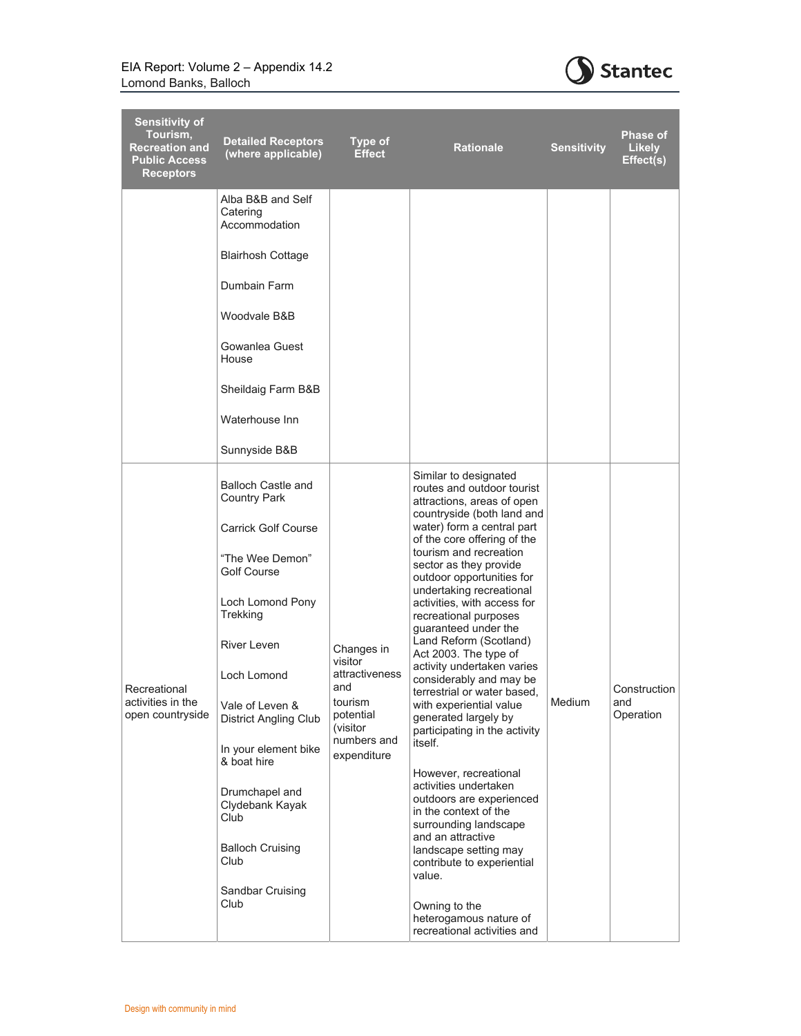| Sensitivity of Tourism, Recreation and Public Access Receptors | Detailed Receptors (where applicable) | Type of Effect | Rationale | Sensitivity | Phase of Likely Effect(s) |
|---|---|---|---|---|---|
| | Alba B&B and Self Catering Accommodation<br><br>Blairhosh Cottage<br><br>Dumbain Farm<br><br>Woodvale B&B<br><br>Gowanlea Guest House<br><br>Sheildaig Farm B&B<br><br>Waterhouse Inn<br><br>Sunnyside B&B | | | | |
| Recreational activities in the open countryside | Balloch Castle and Country Park<br><br>Carrick Golf Course<br><br>"The Wee Demon" Golf Course<br><br>Loch Lomond Pony Trekking<br><br>River Leven<br><br>Loch Lomond<br><br>Vale of Leven & District Angling Club<br><br>In your element bike & boat hire<br><br>Drumchapel and Clydebank Kayak Club<br><br>Balloch Cruising Club<br><br>Sandbar Cruising Club | Changes in visitor attractiveness and tourism potential (visitor numbers and expenditure | Similar to designated routes and outdoor tourist attractions, areas of open countryside (both land and water) form a central part of the core offering of the tourism and recreation sector as they provide outdoor opportunities for undertaking recreational activities, with access for recreational purposes guaranteed under the Land Reform (Scotland) Act 2003. The type of activity undertaken varies considerably and may be terrestrial or water based, with experiential value generated largely by participating in the activity itself.<br><br>However, recreational activities undertaken outdoors are experienced in the context of the surrounding landscape and an attractive landscape setting may contribute to experiential value.<br><br>Owning to the heterogamous nature of recreational activities and | Medium | Construction and Operation |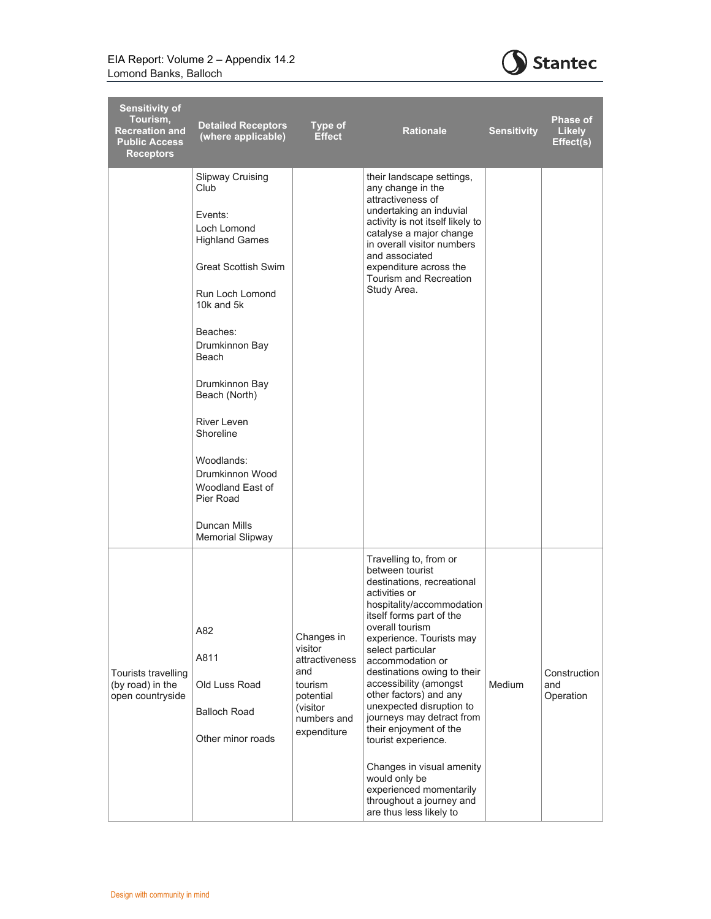| Sensitivity of Tourism, Recreation and Public Access Receptors | Detailed Receptors (where applicable) | Type of Effect | Rationale | Sensitivity | Phase of Likely Effect(s) |
|---|---|---|---|---|---|
| | Slipway Cruising Club<br><br>Events:<br>Loch Lomond Highland Games<br><br>Great Scottish Swim<br><br>Run Loch Lomond 10k and 5k<br><br>Beaches:<br>Drumkinnon Bay Beach<br><br>Drumkinnon Bay Beach (North)<br><br>River Leven Shoreline<br><br>Woodlands:<br>Drumkinnon Wood<br>Woodland East of Pier Road<br><br>Duncan Mills Memorial Slipway | | their landscape settings, any change in the attractiveness of undertaking an induvial activity is not itself likely to catalyse a major change in overall visitor numbers and associated expenditure across the Tourism and Recreation Study Area. | | |
| Tourists travelling (by road) in the open countryside | A82<br><br>A811<br><br>Old Luss Road<br><br>Balloch Road<br><br>Other minor roads | Changes in visitor attractiveness and tourism potential (visitor numbers and expenditure | Travelling to, from or between tourist destinations, recreational activities or hospitality/accommodation itself forms part of the overall tourism experience. Tourists may select particular accommodation or destinations owing to their accessibility (amongst other factors) and any unexpected disruption to journeys may detract from their enjoyment of the tourist experience.<br><br>Changes in visual amenity would only be experienced momentarily throughout a journey and are thus less likely to | Medium | Construction and Operation |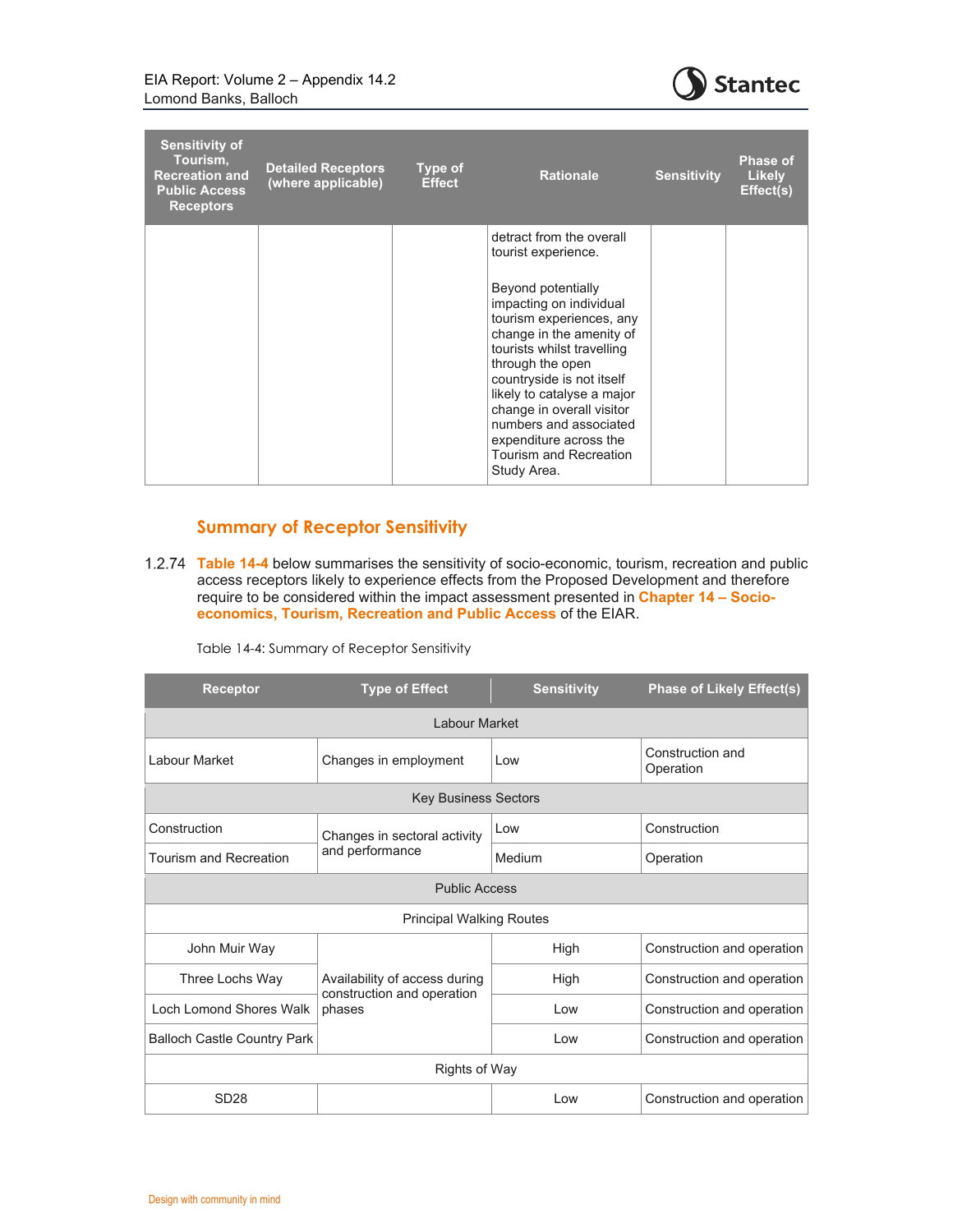| Sensitivity of Tourism, Recreation and Public Access Receptors | Detailed Receptors (where applicable) | Type of Effect | Rationale | Sensitivity | Phase of Likely Effect(s) |
|---|---|---|---|---|---|
| | | | detract from the overall tourist experience.<br><br>Beyond potentially impacting on individual tourism experiences, any change in the amenity of tourists whilst travelling through the open countryside is not itself likely to catalyse a major change in overall visitor numbers and associated expenditure across the Tourism and Recreation Study Area. | | |

### Summary of Receptor Sensitivity

1.2.74 **Table 14-4** below summarises the sensitivity of socio-economic, tourism, recreation and public access receptors likely to experience effects from the Proposed Development and therefore require to be considered within the impact assessment presented in **Chapter 14 – Socio-economics, Tourism, Recreation and Public Access** of the EIAR.

Table 14-4: Summary of Receptor Sensitivity

| Receptor | Type of Effect | Sensitivity | Phase of Likely Effect(s) |
|---|---|---|---|
| Labour Market | | | |
| Labour Market | Changes in employment | Low | Construction and Operation |
| Key Business Sectors | | | |
| Construction | Changes in sectoral activity and performance | Low | Construction |
| Tourism and Recreation | | Medium | Operation |
| Public Access | | | |
| Principal Walking Routes | | | |
| John Muir Way | Availability of access during construction and operation phases | High | Construction and operation |
| Three Lochs Way | | High | Construction and operation |
| Loch Lomond Shores Walk | | Low | Construction and operation |
| Balloch Castle Country Park | | Low | Construction and operation |
| Rights of Way | | | |
| SD28 | | Low | Construction and operation |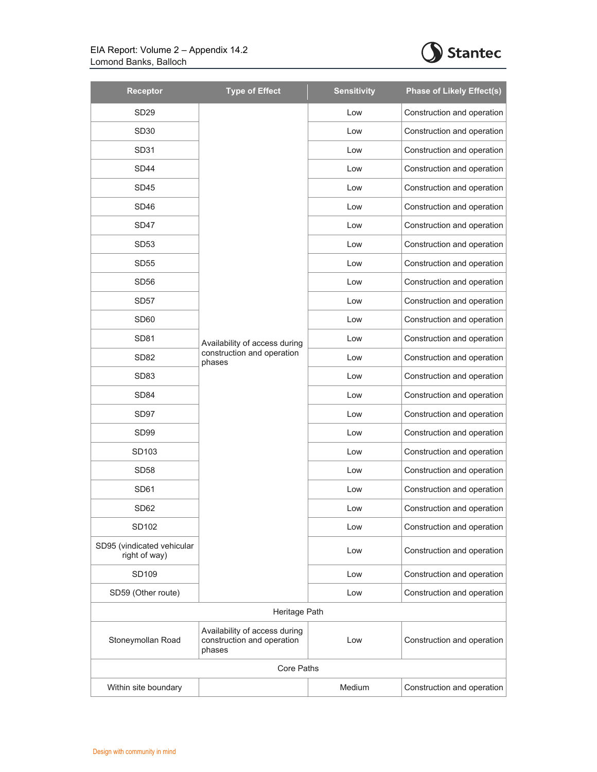| Receptor | Type of Effect | Sensitivity | Phase of Likely Effect(s) |
|---|---|---|---|
| SD29 | Availability of access during construction and operation phases | Low | Construction and operation |
| SD30 | | Low | Construction and operation |
| SD31 | | Low | Construction and operation |
| SD44 | | Low | Construction and operation |
| SD45 | | Low | Construction and operation |
| SD46 | | Low | Construction and operation |
| SD47 | | Low | Construction and operation |
| SD53 | | Low | Construction and operation |
| SD55 | | Low | Construction and operation |
| SD56 | | Low | Construction and operation |
| SD57 | | Low | Construction and operation |
| SD60 | | Low | Construction and operation |
| SD81 | | Low | Construction and operation |
| SD82 | | Low | Construction and operation |
| SD83 | | Low | Construction and operation |
| SD84 | | Low | Construction and operation |
| SD97 | | Low | Construction and operation |
| SD99 | | Low | Construction and operation |
| SD103 | | Low | Construction and operation |
| SD58 | | Low | Construction and operation |
| SD61 | | Low | Construction and operation |
| SD62 | | Low | Construction and operation |
| SD102 | | Low | Construction and operation |
| SD95 (vindicated vehicular right of way) | | Low | Construction and operation |
| SD109 | | Low | Construction and operation |
| SD59 (Other route) | | Low | Construction and operation |
| Heritage Path | | | |
| Stoneymollan Road | Availability of access during construction and operation phases | Low | Construction and operation |
| Core Paths | | | |
| Within site boundary | | Medium | Construction and operation |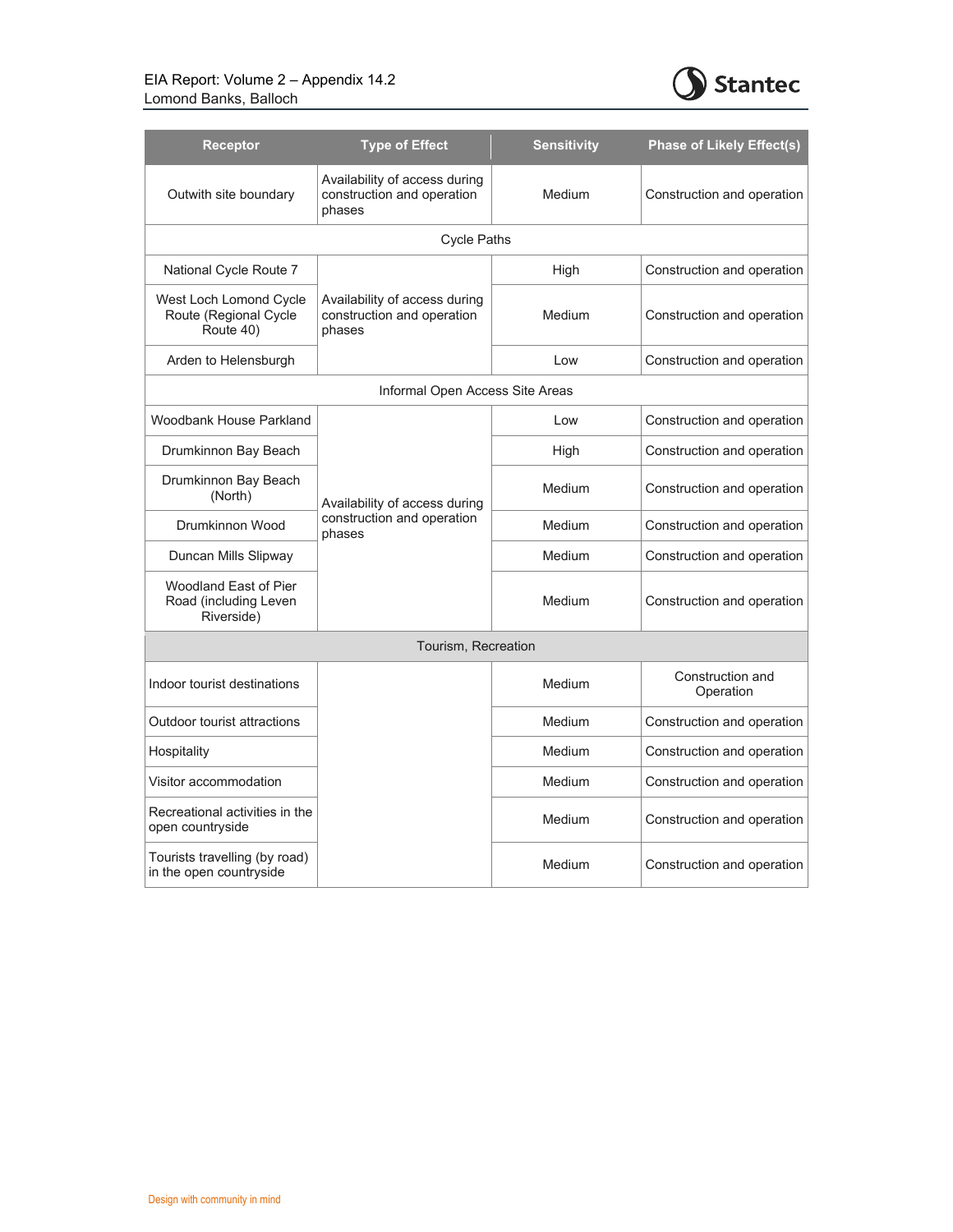| Receptor | Type of Effect | Sensitivity | Phase of Likely Effect(s) |
|---|---|---|---|
| Outwith site boundary | Availability of access during construction and operation phases | Medium | Construction and operation |
| Cycle Paths | | | |
| National Cycle Route 7 | Availability of access during construction and operation phases | High | Construction and operation |
| West Loch Lomond Cycle Route (Regional Cycle Route 40) | | Medium | Construction and operation |
| Arden to Helensburgh | | Low | Construction and operation |
| Informal Open Access Site Areas | | | |
| Woodbank House Parkland | Availability of access during construction and operation phases | Low | Construction and operation |
| Drumkinnon Bay Beach | | High | Construction and operation |
| Drumkinnon Bay Beach (North) | | Medium | Construction and operation |
| Drumkinnon Wood | | Medium | Construction and operation |
| Duncan Mills Slipway | | Medium | Construction and operation |
| Woodland East of Pier Road (including Leven Riverside) | | Medium | Construction and operation |
| Tourism, Recreation | | | |
| Indoor tourist destinations | | Medium | Construction and Operation |
| Outdoor tourist attractions | | Medium | Construction and operation |
| Hospitality | | Medium | Construction and operation |
| Visitor accommodation | | Medium | Construction and operation |
| Recreational activities in the open countryside | | Medium | Construction and operation |
| Tourists travelling (by road) in the open countryside | | Medium | Construction and operation |